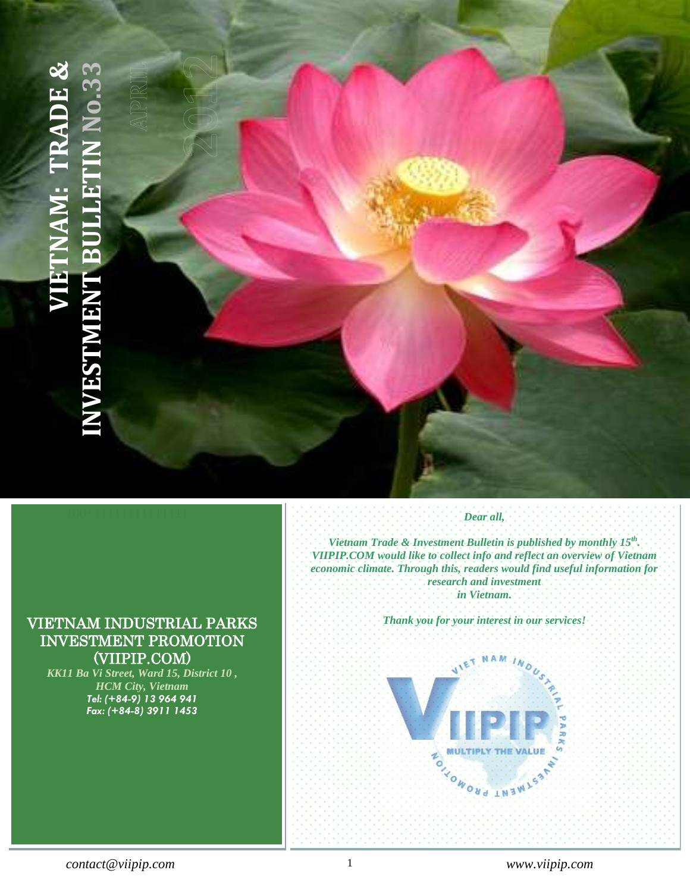# VIETNAM: TRADE & INVESTMENT BULLETIN No.33

APRIL 2012

## VIETNAM INDUSTRIAL PARKS INVESTMENT PROMOTION (VIIPIP.COM)

*KK11 Ba Vi Street, Ward 15, District 10 , HCM City, Vietnam*

***Tel: (+84-9) 13 964 941***

***Fax: (+84-8) 3911 1453***

***Dear all,***

***Vietnam Trade & Investment Bulletin is published by monthly 15th. VIIPIP.COM would like to collect info and reflect an overview of Vietnam economic climate. Through this, readers would find useful information for research and investment in Vietnam.***

***Thank you for your interest in our services!***

VIET NAM INDUSTRIAL PARKS INVESTMENT PROMOTION

VIIPIP

MULTIPLY THE VALUE

*contact@viipip.com*

*www.viipip.com*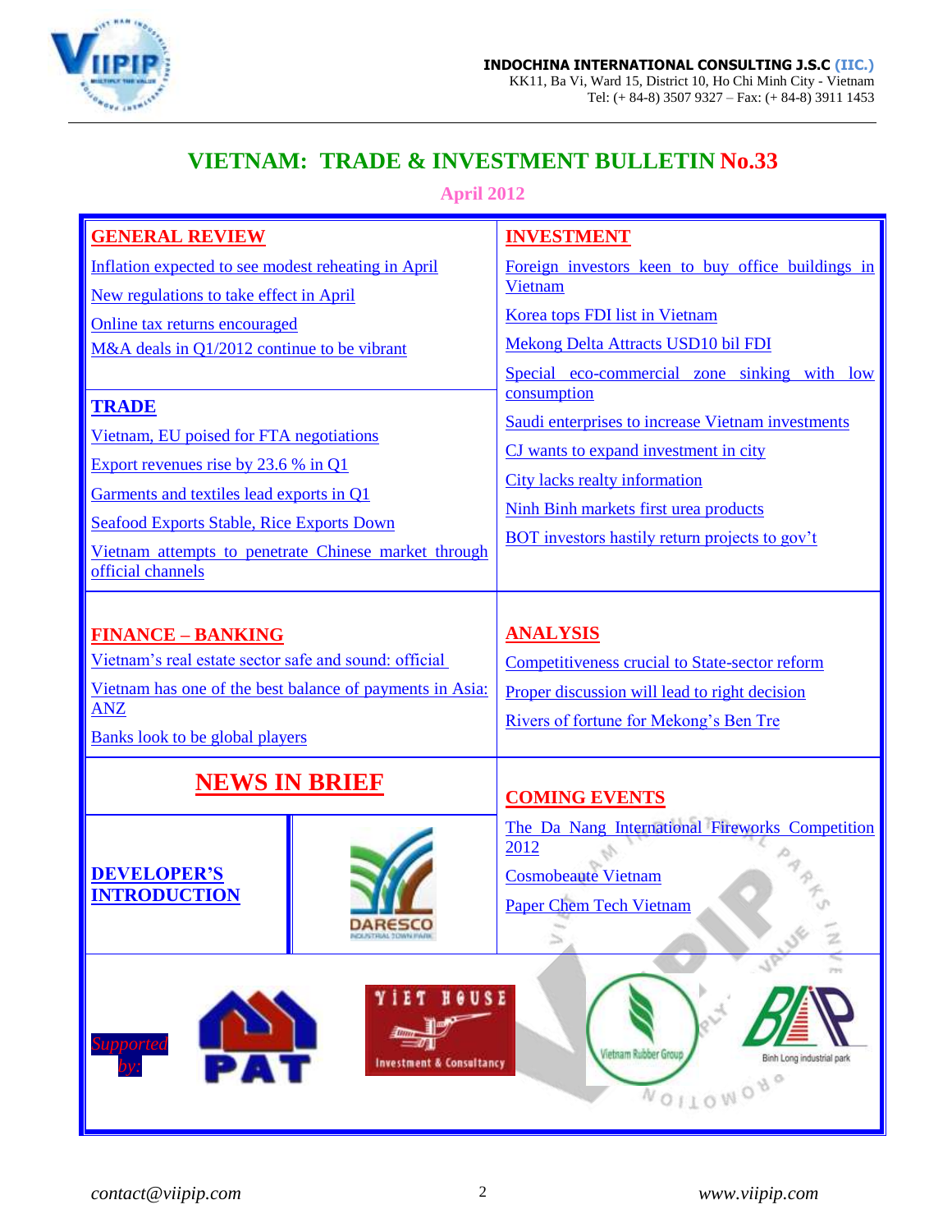**INDOCHINA INTERNATIONAL CONSULTING J.S.C (IIC.)**
KK11, Ba Vi, Ward 15, District 10, Ho Chi Minh City - Vietnam
Tel: (+ 84-8) 3507 9327 – Fax: (+ 84-8) 3911 1453

# VIETNAM: TRADE & INVESTMENT BULLETIN No.33

**April 2012**

## GENERAL REVIEW

Inflation expected to see modest reheating in April

New regulations to take effect in April

Online tax returns encouraged

M&A deals in Q1/2012 continue to be vibrant

## TRADE

Vietnam, EU poised for FTA negotiations

Export revenues rise by 23.6 % in Q1

Garments and textiles lead exports in Q1

Seafood Exports Stable, Rice Exports Down

Vietnam attempts to penetrate Chinese market through official channels

## INVESTMENT

Foreign investors keen to buy office buildings in Vietnam

Korea tops FDI list in Vietnam

Mekong Delta Attracts USD10 bil FDI

Special eco-commercial zone sinking with low consumption

Saudi enterprises to increase Vietnam investments

CJ wants to expand investment in city

City lacks realty information

Ninh Binh markets first urea products

BOT investors hastily return projects to gov't

## FINANCE – BANKING

Vietnam's real estate sector safe and sound: official

Vietnam has one of the best balance of payments in Asia: ANZ

Banks look to be global players

## ANALYSIS

Competitiveness crucial to State-sector reform

Proper discussion will lead to right decision

Rivers of fortune for Mekong's Ben Tre

## NEWS IN BRIEF

## DEVELOPER'S INTRODUCTION

DARESCO

## COMING EVENTS

The Da Nang International Fireworks Competition 2012

Cosmobeaute Vietnam

Paper Chem Tech Vietnam

*Supported by:*

PAT

VIET HOUSE Investment & Consultancy

Vietnam Rubber Group

Binh Long industrial park

*contact@viipip.com* *www.viipip.com*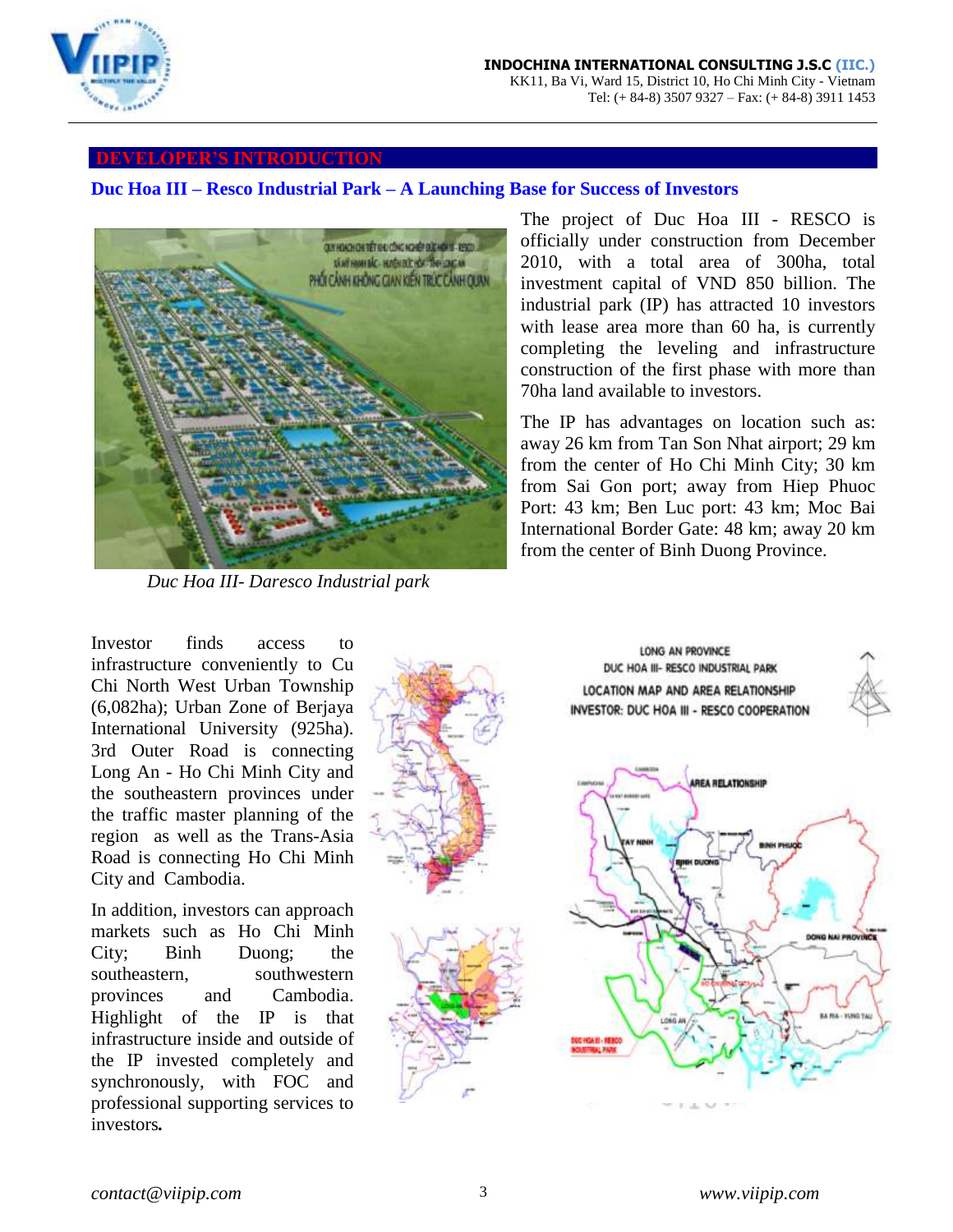## DEVELOPER'S INTRODUCTION

### Duc Hoa III – Resco Industrial Park – A Launching Base for Success of Investors

The project of Duc Hoa III - RESCO is officially under construction from December 2010, with a total area of 300ha, total investment capital of VND 850 billion. The industrial park (IP) has attracted 10 investors with lease area more than 60 ha, is currently completing the leveling and infrastructure construction of the first phase with more than 70ha land available to investors.

The IP has advantages on location such as: away 26 km from Tan Son Nhat airport; 29 km from the center of Ho Chi Minh City; 30 km from Sai Gon port; away from Hiep Phuoc Port: 43 km; Ben Luc port: 43 km; Moc Bai International Border Gate: 48 km; away 20 km from the center of Binh Duong Province.

*Duc Hoa III- Daresco Industrial park*

Investor finds access to infrastructure conveniently to Cu Chi North West Urban Township (6,082ha); Urban Zone of Berjaya International University (925ha). 3rd Outer Road is connecting Long An - Ho Chi Minh City and the southeastern provinces under the traffic master planning of the region as well as the Trans-Asia Road is connecting Ho Chi Minh City and Cambodia.

In addition, investors can approach markets such as Ho Chi Minh City; Binh Duong; the southeastern, southwestern provinces and Cambodia. Highlight of the IP is that infrastructure inside and outside of the IP invested completely and synchronously, with FOC and professional supporting services to investors**.**

LONG AN PROVINCE
DUC HOA III- RESCO INDUSTRIAL PARK
LOCATION MAP AND AREA RELATIONSHIP
INVESTOR: DUC HOA III - RESCO COOPERATION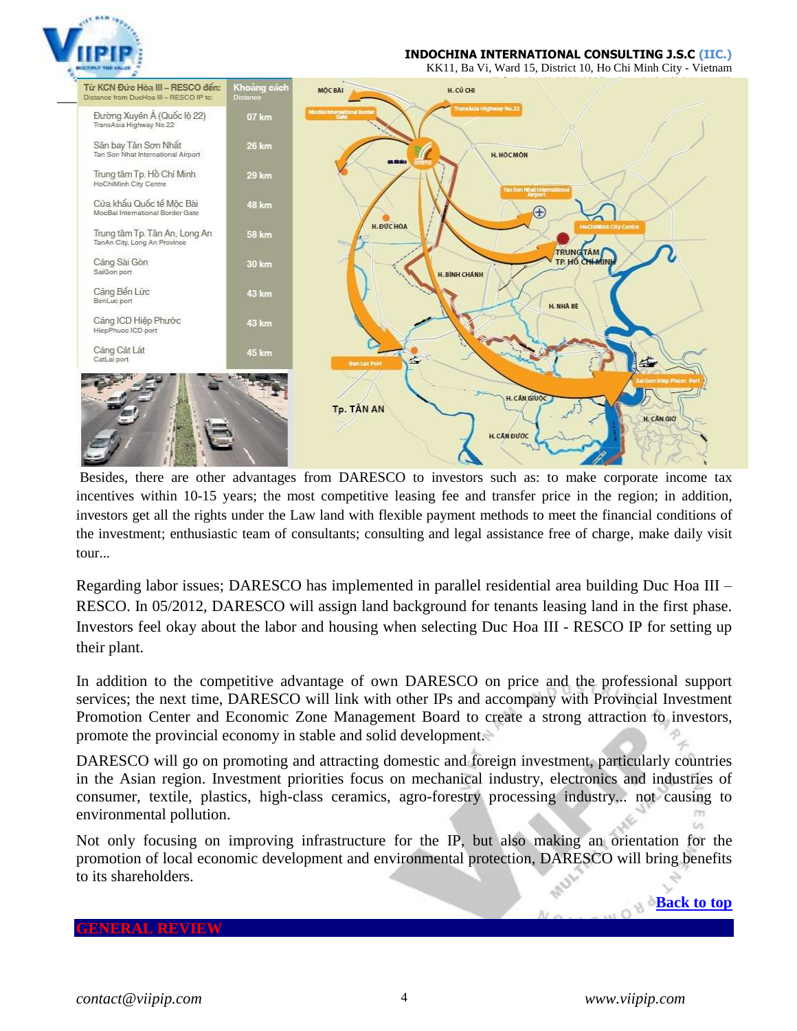| Từ KCN Đức Hòa III – RESCO đến: Distance from DucHoa III – RESCO IP to: | Khoảng cách Distance |
| --- | --- |
| Đường Xuyên Á (Quốc lộ 22) TransAsia Highway No.22 | 07 km |
| Sân bay Tân Sơn Nhất Tan Son Nhat International Airport | 26 km |
| Trung tâm Tp. Hồ Chí Minh HoChiMinh City Centre | 29 km |
| Cửa khẩu Quốc tế Mộc Bài MocBai International Border Gate | 48 km |
| Trung tâm Tp. Tân An, Long An TanAn City, Long An Province | 58 km |
| Cảng Sài Gòn SaiGon port | 30 km |
| Cảng Bến Lức BenLuc port | 43 km |
| Cảng ICD Hiệp Phước HiepPhuoc ICD port | 43 km |
| Cảng Cát Lát CatLai port | 45 km |

Besides, there are other advantages from DARESCO to investors such as: to make corporate income tax incentives within 10-15 years; the most competitive leasing fee and transfer price in the region; in addition, investors get all the rights under the Law land with flexible payment methods to meet the financial conditions of the investment; enthusiastic team of consultants; consulting and legal assistance free of charge, make daily visit tour...

Regarding labor issues; DARESCO has implemented in parallel residential area building Duc Hoa III – RESCO. In 05/2012, DARESCO will assign land background for tenants leasing land in the first phase. Investors feel okay about the labor and housing when selecting Duc Hoa III - RESCO IP for setting up their plant.

In addition to the competitive advantage of own DARESCO on price and the professional support services; the next time, DARESCO will link with other IPs and accompany with Provincial Investment Promotion Center and Economic Zone Management Board to create a strong attraction to investors, promote the provincial economy in stable and solid development.

DARESCO will go on promoting and attracting domestic and foreign investment, particularly countries in the Asian region. Investment priorities focus on mechanical industry, electronics and industries of consumer, textile, plastics, high-class ceramics, agro-forestry processing industry... not causing to environmental pollution.

Not only focusing on improving infrastructure for the IP, but also making an orientation for the promotion of local economic development and environmental protection, DARESCO will bring benefits to its shareholders.

[Back to top]

## GENERAL REVIEW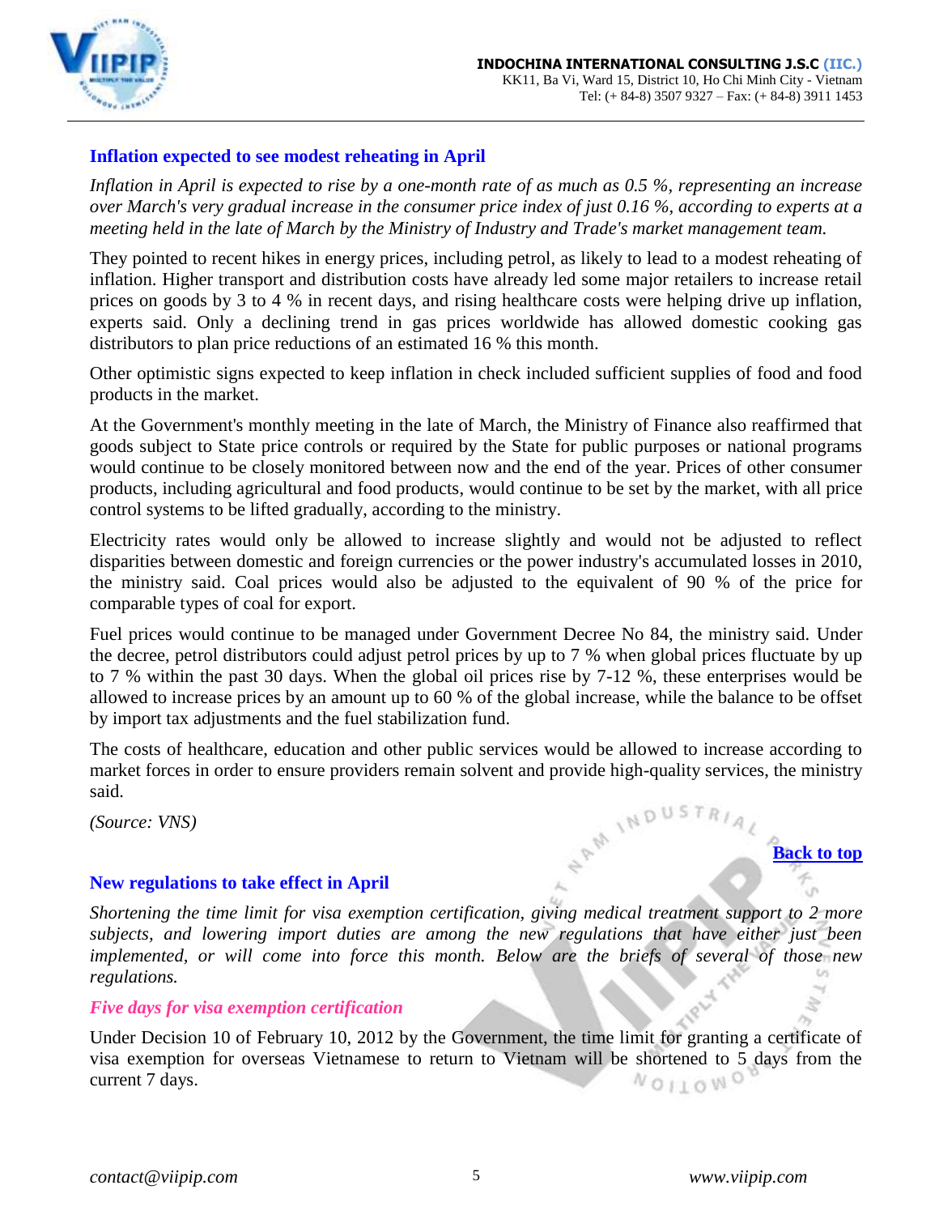## Inflation expected to see modest reheating in April

*Inflation in April is expected to rise by a one-month rate of as much as 0.5 %, representing an increase over March's very gradual increase in the consumer price index of just 0.16 %, according to experts at a meeting held in the late of March by the Ministry of Industry and Trade's market management team.*

They pointed to recent hikes in energy prices, including petrol, as likely to lead to a modest reheating of inflation. Higher transport and distribution costs have already led some major retailers to increase retail prices on goods by 3 to 4 % in recent days, and rising healthcare costs were helping drive up inflation, experts said. Only a declining trend in gas prices worldwide has allowed domestic cooking gas distributors to plan price reductions of an estimated 16 % this month.

Other optimistic signs expected to keep inflation in check included sufficient supplies of food and food products in the market.

At the Government's monthly meeting in the late of March, the Ministry of Finance also reaffirmed that goods subject to State price controls or required by the State for public purposes or national programs would continue to be closely monitored between now and the end of the year. Prices of other consumer products, including agricultural and food products, would continue to be set by the market, with all price control systems to be lifted gradually, according to the ministry.

Electricity rates would only be allowed to increase slightly and would not be adjusted to reflect disparities between domestic and foreign currencies or the power industry's accumulated losses in 2010, the ministry said. Coal prices would also be adjusted to the equivalent of 90 % of the price for comparable types of coal for export.

Fuel prices would continue to be managed under Government Decree No 84, the ministry said. Under the decree, petrol distributors could adjust petrol prices by up to 7 % when global prices fluctuate by up to 7 % within the past 30 days. When the global oil prices rise by 7-12 %, these enterprises would be allowed to increase prices by an amount up to 60 % of the global increase, while the balance to be offset by import tax adjustments and the fuel stabilization fund.

The costs of healthcare, education and other public services would be allowed to increase according to market forces in order to ensure providers remain solvent and provide high-quality services, the ministry said.

*(Source: VNS)*

[Back to top]

## New regulations to take effect in April

*Shortening the time limit for visa exemption certification, giving medical treatment support to 2 more subjects, and lowering import duties are among the new regulations that have either just been implemented, or will come into force this month. Below are the briefs of several of those new regulations.*

### *Five days for visa exemption certification*

Under Decision 10 of February 10, 2012 by the Government, the time limit for granting a certificate of visa exemption for overseas Vietnamese to return to Vietnam will be shortened to 5 days from the current 7 days.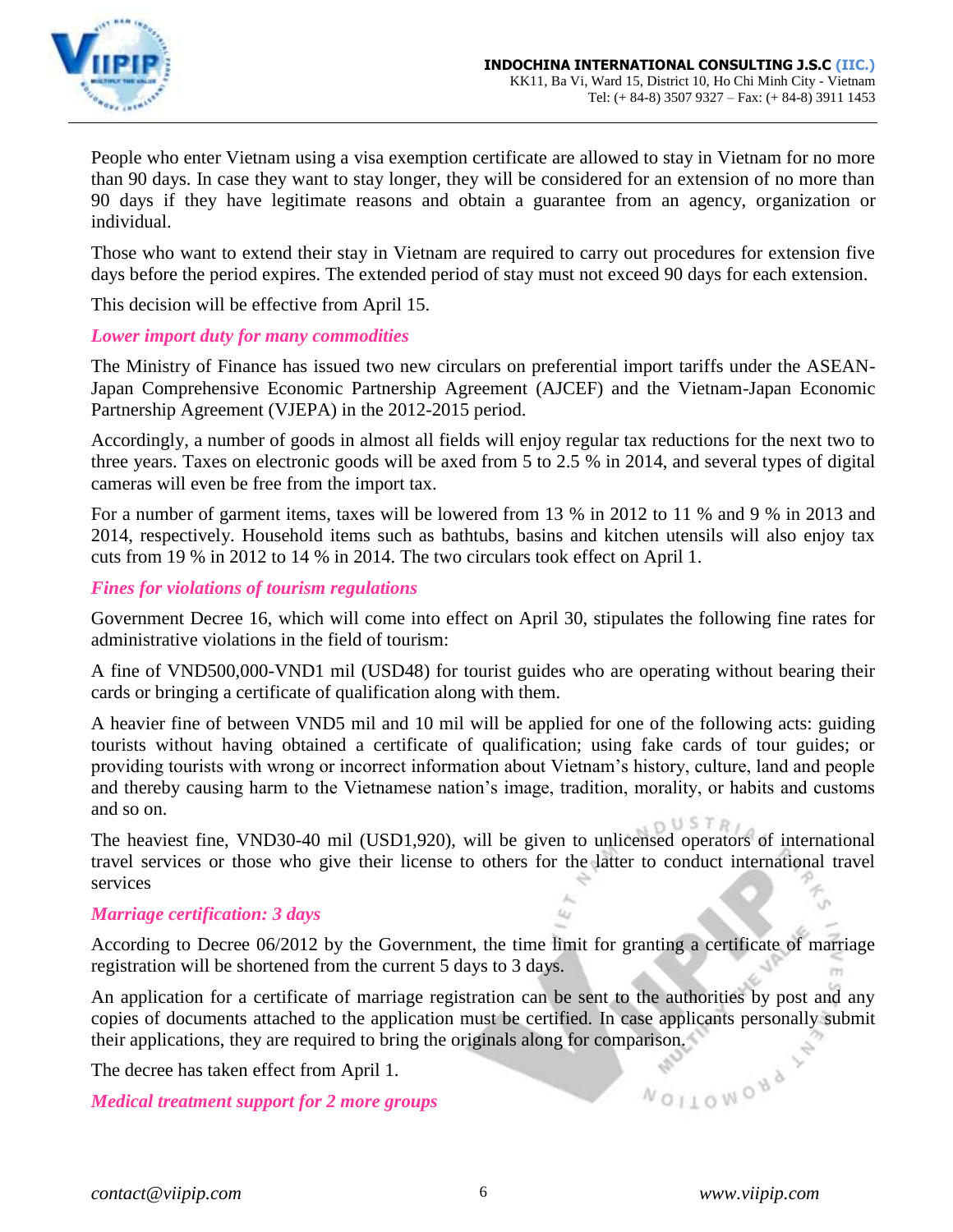People who enter Vietnam using a visa exemption certificate are allowed to stay in Vietnam for no more than 90 days. In case they want to stay longer, they will be considered for an extension of no more than 90 days if they have legitimate reasons and obtain a guarantee from an agency, organization or individual.

Those who want to extend their stay in Vietnam are required to carry out procedures for extension five days before the period expires. The extended period of stay must not exceed 90 days for each extension.

This decision will be effective from April 15.

### *Lower import duty for many commodities*

The Ministry of Finance has issued two new circulars on preferential import tariffs under the ASEAN-Japan Comprehensive Economic Partnership Agreement (AJCEF) and the Vietnam-Japan Economic Partnership Agreement (VJEPA) in the 2012-2015 period.

Accordingly, a number of goods in almost all fields will enjoy regular tax reductions for the next two to three years. Taxes on electronic goods will be axed from 5 to 2.5 % in 2014, and several types of digital cameras will even be free from the import tax.

For a number of garment items, taxes will be lowered from 13 % in 2012 to 11 % and 9 % in 2013 and 2014, respectively. Household items such as bathtubs, basins and kitchen utensils will also enjoy tax cuts from 19 % in 2012 to 14 % in 2014. The two circulars took effect on April 1.

### *Fines for violations of tourism regulations*

Government Decree 16, which will come into effect on April 30, stipulates the following fine rates for administrative violations in the field of tourism:

A fine of VND500,000-VND1 mil (USD48) for tourist guides who are operating without bearing their cards or bringing a certificate of qualification along with them.

A heavier fine of between VND5 mil and 10 mil will be applied for one of the following acts: guiding tourists without having obtained a certificate of qualification; using fake cards of tour guides; or providing tourists with wrong or incorrect information about Vietnam's history, culture, land and people and thereby causing harm to the Vietnamese nation's image, tradition, morality, or habits and customs and so on.

The heaviest fine, VND30-40 mil (USD1,920), will be given to unlicensed operators of international travel services or those who give their license to others for the latter to conduct international travel services

### *Marriage certification: 3 days*

According to Decree 06/2012 by the Government, the time limit for granting a certificate of marriage registration will be shortened from the current 5 days to 3 days.

An application for a certificate of marriage registration can be sent to the authorities by post and any copies of documents attached to the application must be certified. In case applicants personally submit their applications, they are required to bring the originals along for comparison.

The decree has taken effect from April 1.

### *Medical treatment support for 2 more groups*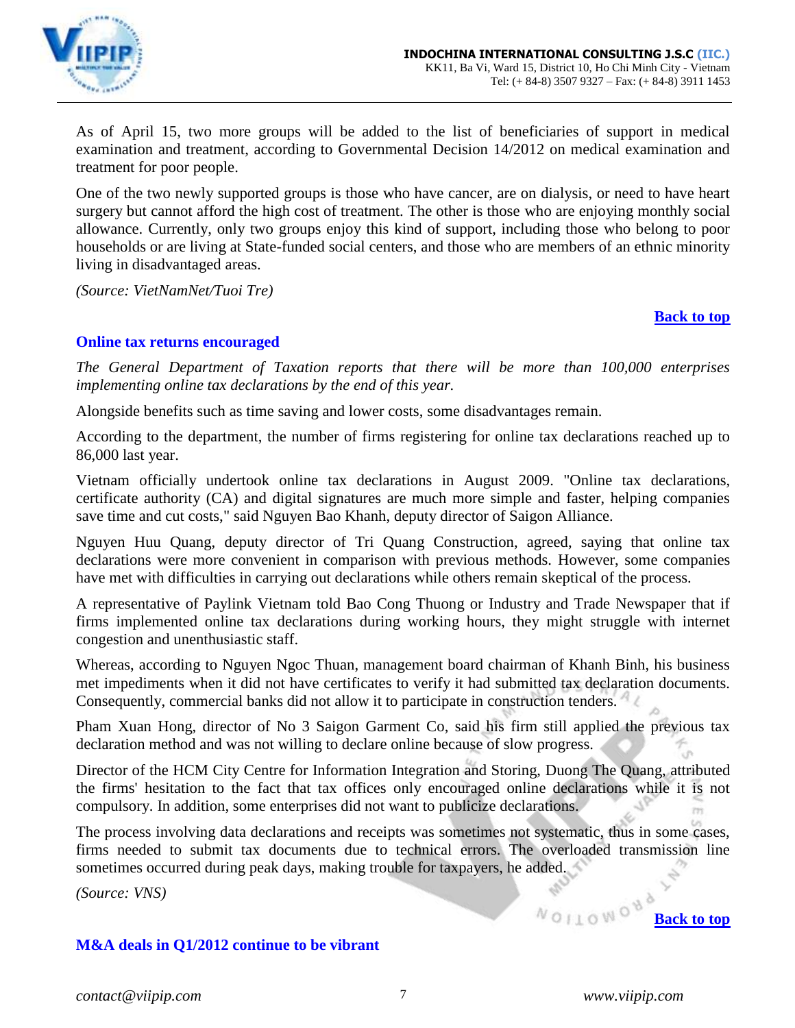As of April 15, two more groups will be added to the list of beneficiaries of support in medical examination and treatment, according to Governmental Decision 14/2012 on medical examination and treatment for poor people.

One of the two newly supported groups is those who have cancer, are on dialysis, or need to have heart surgery but cannot afford the high cost of treatment. The other is those who are enjoying monthly social allowance. Currently, only two groups enjoy this kind of support, including those who belong to poor households or are living at State-funded social centers, and those who are members of an ethnic minority living in disadvantaged areas.

*(Source: VietNamNet/Tuoi Tre)*

**Back to top**

### Online tax returns encouraged

*The General Department of Taxation reports that there will be more than 100,000 enterprises implementing online tax declarations by the end of this year.*

Alongside benefits such as time saving and lower costs, some disadvantages remain.

According to the department, the number of firms registering for online tax declarations reached up to 86,000 last year.

Vietnam officially undertook online tax declarations in August 2009. "Online tax declarations, certificate authority (CA) and digital signatures are much more simple and faster, helping companies save time and cut costs," said Nguyen Bao Khanh, deputy director of Saigon Alliance.

Nguyen Huu Quang, deputy director of Tri Quang Construction, agreed, saying that online tax declarations were more convenient in comparison with previous methods. However, some companies have met with difficulties in carrying out declarations while others remain skeptical of the process.

A representative of Paylink Vietnam told Bao Cong Thuong or Industry and Trade Newspaper that if firms implemented online tax declarations during working hours, they might struggle with internet congestion and unenthusiastic staff.

Whereas, according to Nguyen Ngoc Thuan, management board chairman of Khanh Binh, his business met impediments when it did not have certificates to verify it had submitted tax declaration documents. Consequently, commercial banks did not allow it to participate in construction tenders.

Pham Xuan Hong, director of No 3 Saigon Garment Co, said his firm still applied the previous tax declaration method and was not willing to declare online because of slow progress.

Director of the HCM City Centre for Information Integration and Storing, Duong The Quang, attributed the firms' hesitation to the fact that tax offices only encouraged online declarations while it is not compulsory. In addition, some enterprises did not want to publicize declarations.

The process involving data declarations and receipts was sometimes not systematic, thus in some cases, firms needed to submit tax documents due to technical errors. The overloaded transmission line sometimes occurred during peak days, making trouble for taxpayers, he added.

*(Source: VNS)*

**Back to top**

### M&A deals in Q1/2012 continue to be vibrant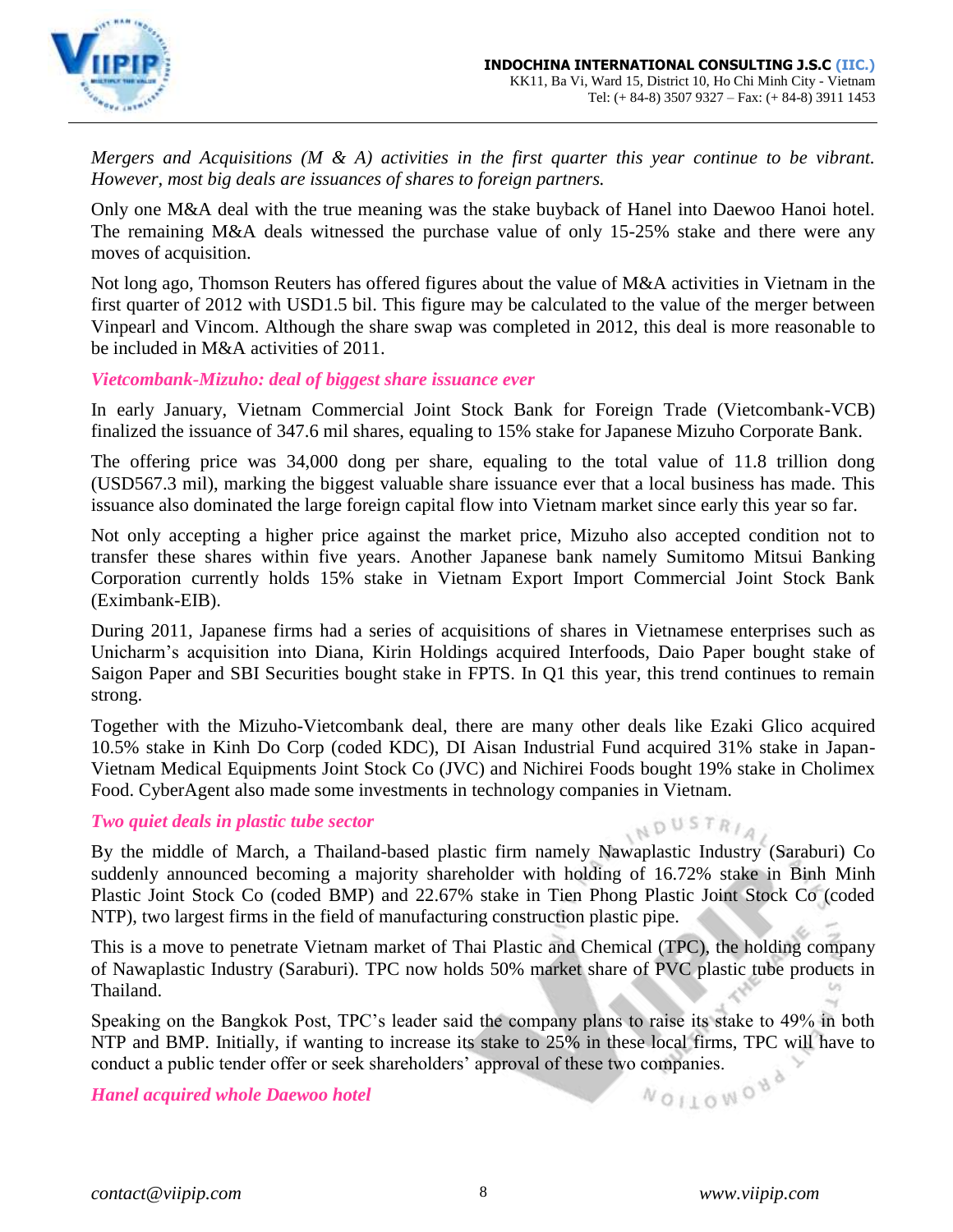*Mergers and Acquisitions (M & A) activities in the first quarter this year continue to be vibrant. However, most big deals are issuances of shares to foreign partners.*

Only one M&A deal with the true meaning was the stake buyback of Hanel into Daewoo Hanoi hotel. The remaining M&A deals witnessed the purchase value of only 15-25% stake and there were any moves of acquisition.

Not long ago, Thomson Reuters has offered figures about the value of M&A activities in Vietnam in the first quarter of 2012 with USD1.5 bil. This figure may be calculated to the value of the merger between Vinpearl and Vincom. Although the share swap was completed in 2012, this deal is more reasonable to be included in M&A activities of 2011.

### *Vietcombank-Mizuho: deal of biggest share issuance ever*

In early January, Vietnam Commercial Joint Stock Bank for Foreign Trade (Vietcombank-VCB) finalized the issuance of 347.6 mil shares, equaling to 15% stake for Japanese Mizuho Corporate Bank.

The offering price was 34,000 dong per share, equaling to the total value of 11.8 trillion dong (USD567.3 mil), marking the biggest valuable share issuance ever that a local business has made. This issuance also dominated the large foreign capital flow into Vietnam market since early this year so far.

Not only accepting a higher price against the market price, Mizuho also accepted condition not to transfer these shares within five years. Another Japanese bank namely Sumitomo Mitsui Banking Corporation currently holds 15% stake in Vietnam Export Import Commercial Joint Stock Bank (Eximbank-EIB).

During 2011, Japanese firms had a series of acquisitions of shares in Vietnamese enterprises such as Unicharm's acquisition into Diana, Kirin Holdings acquired Interfoods, Daio Paper bought stake of Saigon Paper and SBI Securities bought stake in FPTS. In Q1 this year, this trend continues to remain strong.

Together with the Mizuho-Vietcombank deal, there are many other deals like Ezaki Glico acquired 10.5% stake in Kinh Do Corp (coded KDC), DI Aisan Industrial Fund acquired 31% stake in Japan-Vietnam Medical Equipments Joint Stock Co (JVC) and Nichirei Foods bought 19% stake in Cholimex Food. CyberAgent also made some investments in technology companies in Vietnam.

### *Two quiet deals in plastic tube sector*

By the middle of March, a Thailand-based plastic firm namely Nawaplastic Industry (Saraburi) Co suddenly announced becoming a majority shareholder with holding of 16.72% stake in Binh Minh Plastic Joint Stock Co (coded BMP) and 22.67% stake in Tien Phong Plastic Joint Stock Co (coded NTP), two largest firms in the field of manufacturing construction plastic pipe.

This is a move to penetrate Vietnam market of Thai Plastic and Chemical (TPC), the holding company of Nawaplastic Industry (Saraburi). TPC now holds 50% market share of PVC plastic tube products in Thailand.

Speaking on the Bangkok Post, TPC's leader said the company plans to raise its stake to 49% in both NTP and BMP. Initially, if wanting to increase its stake to 25% in these local firms, TPC will have to conduct a public tender offer or seek shareholders' approval of these two companies.

### *Hanel acquired whole Daewoo hotel*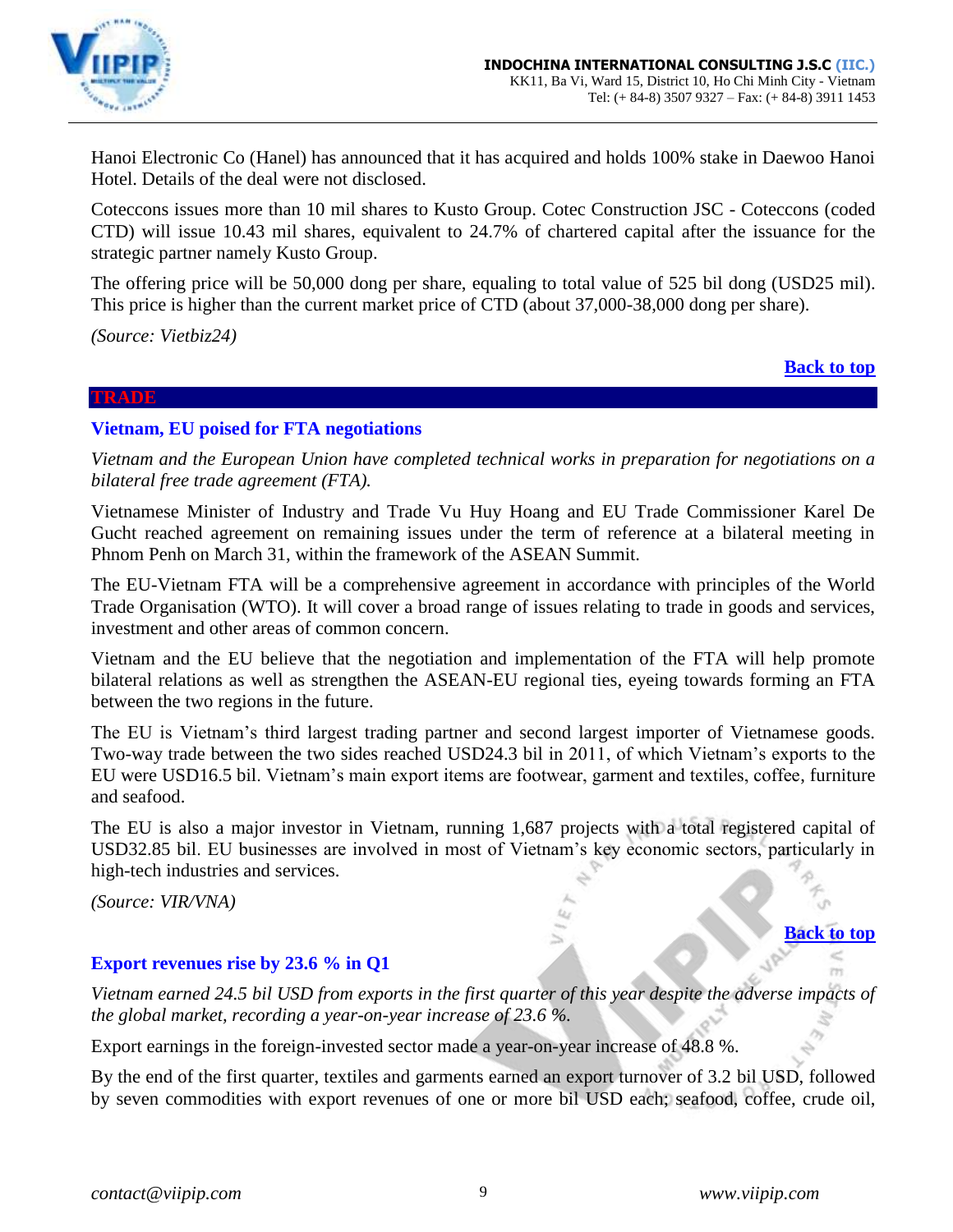Hanoi Electronic Co (Hanel) has announced that it has acquired and holds 100% stake in Daewoo Hanoi Hotel. Details of the deal were not disclosed.

Coteccons issues more than 10 mil shares to Kusto Group. Cotec Construction JSC - Coteccons (coded CTD) will issue 10.43 mil shares, equivalent to 24.7% of chartered capital after the issuance for the strategic partner namely Kusto Group.

The offering price will be 50,000 dong per share, equaling to total value of 525 bil dong (USD25 mil). This price is higher than the current market price of CTD (about 37,000-38,000 dong per share).

*(Source: Vietbiz24)*

**Back to top**

## TRADE

### Vietnam, EU poised for FTA negotiations

*Vietnam and the European Union have completed technical works in preparation for negotiations on a bilateral free trade agreement (FTA).*

Vietnamese Minister of Industry and Trade Vu Huy Hoang and EU Trade Commissioner Karel De Gucht reached agreement on remaining issues under the term of reference at a bilateral meeting in Phnom Penh on March 31, within the framework of the ASEAN Summit.

The EU-Vietnam FTA will be a comprehensive agreement in accordance with principles of the World Trade Organisation (WTO). It will cover a broad range of issues relating to trade in goods and services, investment and other areas of common concern.

Vietnam and the EU believe that the negotiation and implementation of the FTA will help promote bilateral relations as well as strengthen the ASEAN-EU regional ties, eyeing towards forming an FTA between the two regions in the future.

The EU is Vietnam's third largest trading partner and second largest importer of Vietnamese goods. Two-way trade between the two sides reached USD24.3 bil in 2011, of which Vietnam's exports to the EU were USD16.5 bil. Vietnam's main export items are footwear, garment and textiles, coffee, furniture and seafood.

The EU is also a major investor in Vietnam, running 1,687 projects with a total registered capital of USD32.85 bil. EU businesses are involved in most of Vietnam's key economic sectors, particularly in high-tech industries and services.

*(Source: VIR/VNA)*

**Back to top**

### Export revenues rise by 23.6 % in Q1

*Vietnam earned 24.5 bil USD from exports in the first quarter of this year despite the adverse impacts of the global market, recording a year-on-year increase of 23.6 %.*

Export earnings in the foreign-invested sector made a year-on-year increase of 48.8 %.

By the end of the first quarter, textiles and garments earned an export turnover of 3.2 bil USD, followed by seven commodities with export revenues of one or more bil USD each; seafood, coffee, crude oil,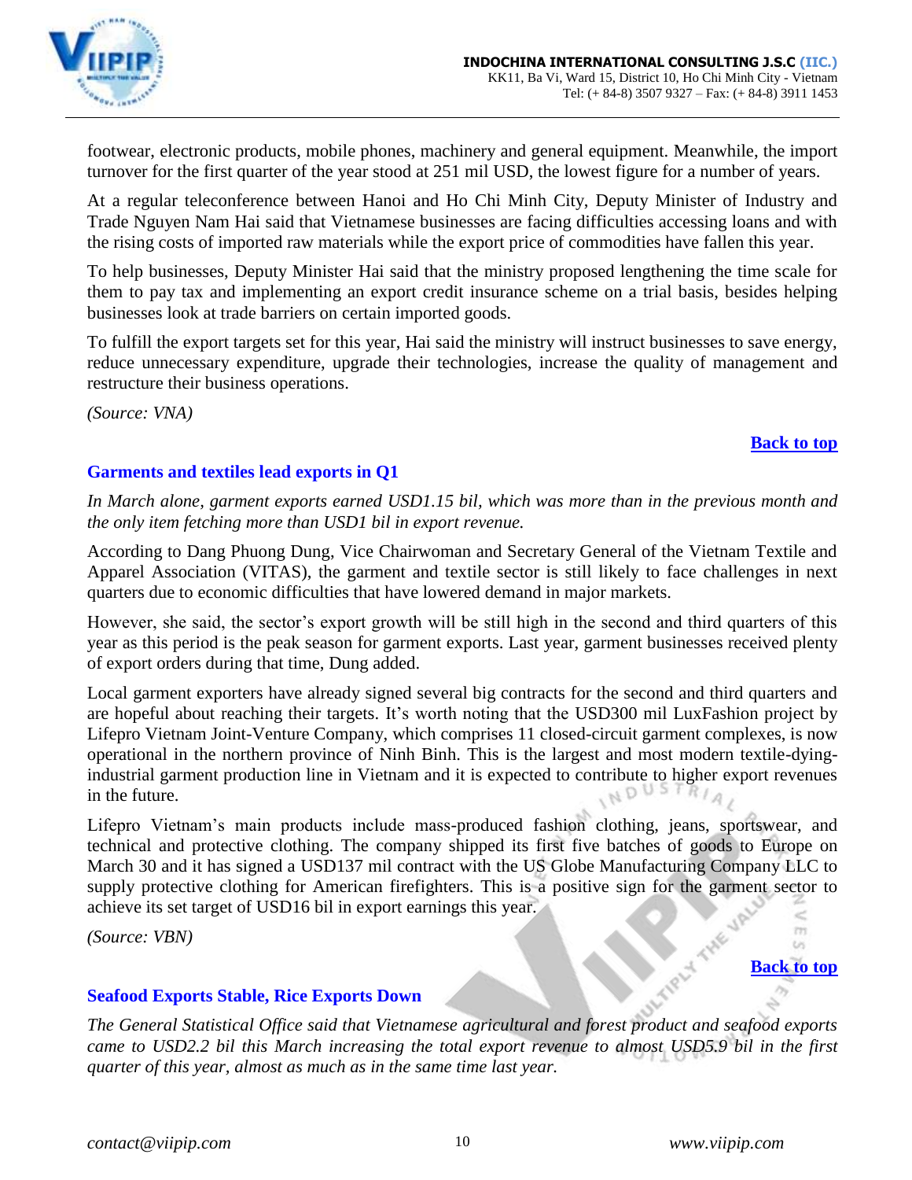footwear, electronic products, mobile phones, machinery and general equipment. Meanwhile, the import turnover for the first quarter of the year stood at 251 mil USD, the lowest figure for a number of years.

At a regular teleconference between Hanoi and Ho Chi Minh City, Deputy Minister of Industry and Trade Nguyen Nam Hai said that Vietnamese businesses are facing difficulties accessing loans and with the rising costs of imported raw materials while the export price of commodities have fallen this year.

To help businesses, Deputy Minister Hai said that the ministry proposed lengthening the time scale for them to pay tax and implementing an export credit insurance scheme on a trial basis, besides helping businesses look at trade barriers on certain imported goods.

To fulfill the export targets set for this year, Hai said the ministry will instruct businesses to save energy, reduce unnecessary expenditure, upgrade their technologies, increase the quality of management and restructure their business operations.

*(Source: VNA)*

**Back to top**

### Garments and textiles lead exports in Q1

*In March alone, garment exports earned USD1.15 bil, which was more than in the previous month and the only item fetching more than USD1 bil in export revenue.*

According to Dang Phuong Dung, Vice Chairwoman and Secretary General of the Vietnam Textile and Apparel Association (VITAS), the garment and textile sector is still likely to face challenges in next quarters due to economic difficulties that have lowered demand in major markets.

However, she said, the sector's export growth will be still high in the second and third quarters of this year as this period is the peak season for garment exports. Last year, garment businesses received plenty of export orders during that time, Dung added.

Local garment exporters have already signed several big contracts for the second and third quarters and are hopeful about reaching their targets. It's worth noting that the USD300 mil LuxFashion project by Lifepro Vietnam Joint-Venture Company, which comprises 11 closed-circuit garment complexes, is now operational in the northern province of Ninh Binh. This is the largest and most modern textile-dying-industrial garment production line in Vietnam and it is expected to contribute to higher export revenues in the future.

Lifepro Vietnam's main products include mass-produced fashion clothing, jeans, sportswear, and technical and protective clothing. The company shipped its first five batches of goods to Europe on March 30 and it has signed a USD137 mil contract with the US Globe Manufacturing Company LLC to supply protective clothing for American firefighters. This is a positive sign for the garment sector to achieve its set target of USD16 bil in export earnings this year.

*(Source: VBN)*

**Back to top**

### Seafood Exports Stable, Rice Exports Down

*The General Statistical Office said that Vietnamese agricultural and forest product and seafood exports came to USD2.2 bil this March increasing the total export revenue to almost USD5.9 bil in the first quarter of this year, almost as much as in the same time last year.*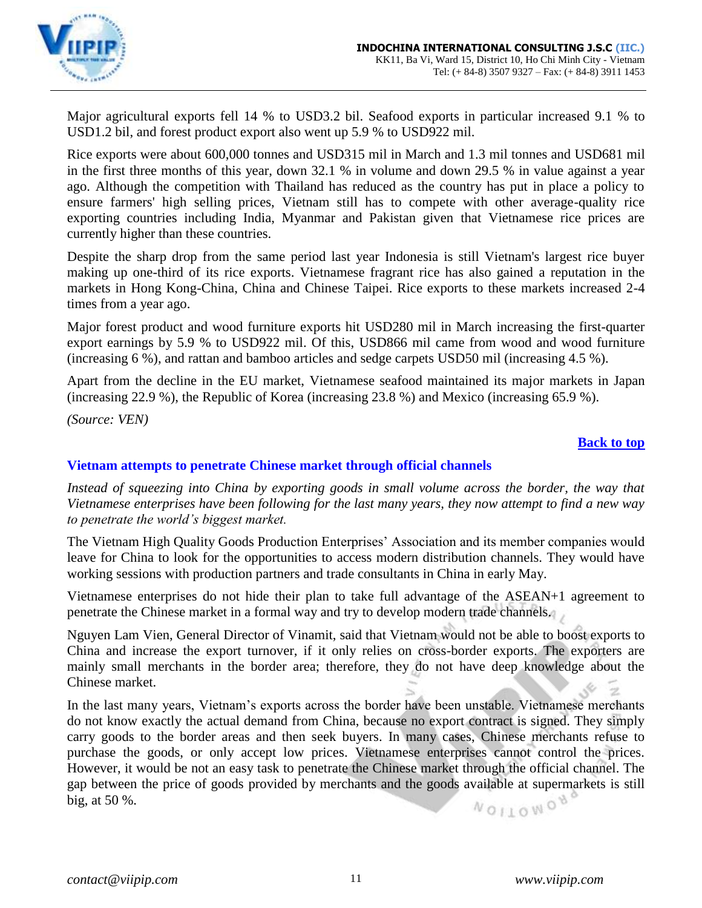Major agricultural exports fell 14 % to USD3.2 bil. Seafood exports in particular increased 9.1 % to USD1.2 bil, and forest product export also went up 5.9 % to USD922 mil.

Rice exports were about 600,000 tonnes and USD315 mil in March and 1.3 mil tonnes and USD681 mil in the first three months of this year, down 32.1 % in volume and down 29.5 % in value against a year ago. Although the competition with Thailand has reduced as the country has put in place a policy to ensure farmers' high selling prices, Vietnam still has to compete with other average-quality rice exporting countries including India, Myanmar and Pakistan given that Vietnamese rice prices are currently higher than these countries.

Despite the sharp drop from the same period last year Indonesia is still Vietnam's largest rice buyer making up one-third of its rice exports. Vietnamese fragrant rice has also gained a reputation in the markets in Hong Kong-China, China and Chinese Taipei. Rice exports to these markets increased 2-4 times from a year ago.

Major forest product and wood furniture exports hit USD280 mil in March increasing the first-quarter export earnings by 5.9 % to USD922 mil. Of this, USD866 mil came from wood and wood furniture (increasing 6 %), and rattan and bamboo articles and sedge carpets USD50 mil (increasing 4.5 %).

Apart from the decline in the EU market, Vietnamese seafood maintained its major markets in Japan (increasing 22.9 %), the Republic of Korea (increasing 23.8 %) and Mexico (increasing 65.9 %).

*(Source: VEN)*

**Back to top**

## Vietnam attempts to penetrate Chinese market through official channels

*Instead of squeezing into China by exporting goods in small volume across the border, the way that Vietnamese enterprises have been following for the last many years, they now attempt to find a new way to penetrate the world's biggest market.*

The Vietnam High Quality Goods Production Enterprises' Association and its member companies would leave for China to look for the opportunities to access modern distribution channels. They would have working sessions with production partners and trade consultants in China in early May.

Vietnamese enterprises do not hide their plan to take full advantage of the ASEAN+1 agreement to penetrate the Chinese market in a formal way and try to develop modern trade channels.

Nguyen Lam Vien, General Director of Vinamit, said that Vietnam would not be able to boost exports to China and increase the export turnover, if it only relies on cross-border exports. The exporters are mainly small merchants in the border area; therefore, they do not have deep knowledge about the Chinese market.

In the last many years, Vietnam's exports across the border have been unstable. Vietnamese merchants do not know exactly the actual demand from China, because no export contract is signed. They simply carry goods to the border areas and then seek buyers. In many cases, Chinese merchants refuse to purchase the goods, or only accept low prices. Vietnamese enterprises cannot control the prices. However, it would be not an easy task to penetrate the Chinese market through the official channel. The gap between the price of goods provided by merchants and the goods available at supermarkets is still big, at 50 %.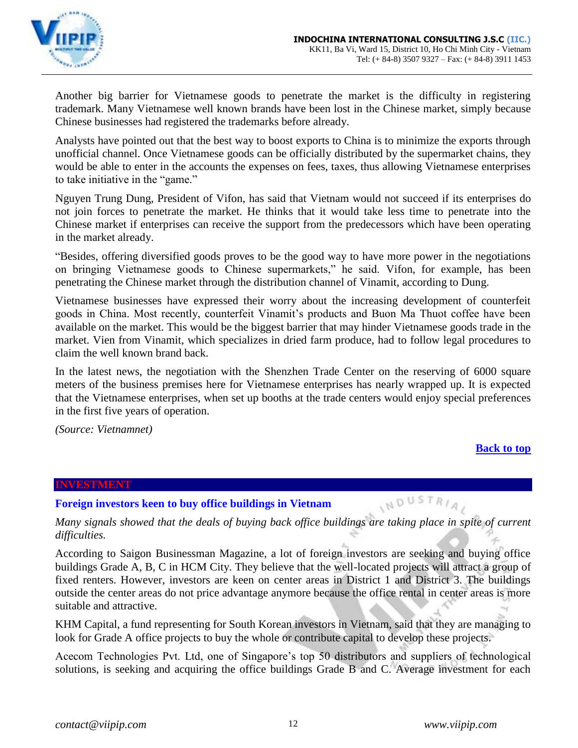Another big barrier for Vietnamese goods to penetrate the market is the difficulty in registering trademark. Many Vietnamese well known brands have been lost in the Chinese market, simply because Chinese businesses had registered the trademarks before already.

Analysts have pointed out that the best way to boost exports to China is to minimize the exports through unofficial channel. Once Vietnamese goods can be officially distributed by the supermarket chains, they would be able to enter in the accounts the expenses on fees, taxes, thus allowing Vietnamese enterprises to take initiative in the "game."

Nguyen Trung Dung, President of Vifon, has said that Vietnam would not succeed if its enterprises do not join forces to penetrate the market. He thinks that it would take less time to penetrate into the Chinese market if enterprises can receive the support from the predecessors which have been operating in the market already.

"Besides, offering diversified goods proves to be the good way to have more power in the negotiations on bringing Vietnamese goods to Chinese supermarkets," he said. Vifon, for example, has been penetrating the Chinese market through the distribution channel of Vinamit, according to Dung.

Vietnamese businesses have expressed their worry about the increasing development of counterfeit goods in China. Most recently, counterfeit Vinamit's products and Buon Ma Thuot coffee have been available on the market. This would be the biggest barrier that may hinder Vietnamese goods trade in the market. Vien from Vinamit, which specializes in dried farm produce, had to follow legal procedures to claim the well known brand back.

In the latest news, the negotiation with the Shenzhen Trade Center on the reserving of 6000 square meters of the business premises here for Vietnamese enterprises has nearly wrapped up. It is expected that the Vietnamese enterprises, when set up booths at the trade centers would enjoy special preferences in the first five years of operation.

*(Source: Vietnamnet)*

**Back to top**

## INVESTMENT

### Foreign investors keen to buy office buildings in Vietnam

*Many signals showed that the deals of buying back office buildings are taking place in spite of current difficulties.*

According to Saigon Businessman Magazine, a lot of foreign investors are seeking and buying office buildings Grade A, B, C in HCM City. They believe that the well-located projects will attract a group of fixed renters. However, investors are keen on center areas in District 1 and District 3. The buildings outside the center areas do not price advantage anymore because the office rental in center areas is more suitable and attractive.

KHM Capital, a fund representing for South Korean investors in Vietnam, said that they are managing to look for Grade A office projects to buy the whole or contribute capital to develop these projects.

Acecom Technologies Pvt. Ltd, one of Singapore's top 50 distributors and suppliers of technological solutions, is seeking and acquiring the office buildings Grade B and C. Average investment for each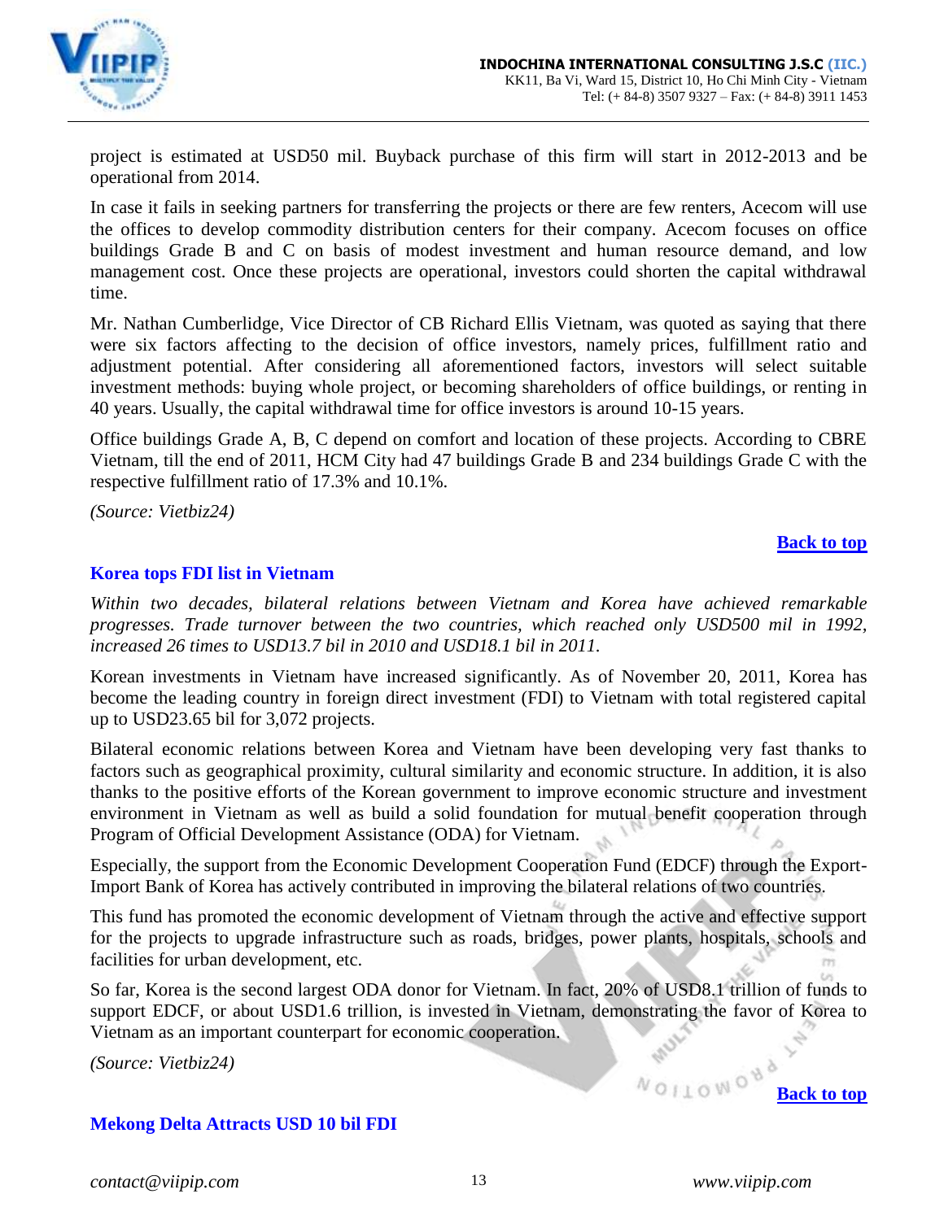project is estimated at USD50 mil. Buyback purchase of this firm will start in 2012-2013 and be operational from 2014.

In case it fails in seeking partners for transferring the projects or there are few renters, Acecom will use the offices to develop commodity distribution centers for their company. Acecom focuses on office buildings Grade B and C on basis of modest investment and human resource demand, and low management cost. Once these projects are operational, investors could shorten the capital withdrawal time.

Mr. Nathan Cumberlidge, Vice Director of CB Richard Ellis Vietnam, was quoted as saying that there were six factors affecting to the decision of office investors, namely prices, fulfillment ratio and adjustment potential. After considering all aforementioned factors, investors will select suitable investment methods: buying whole project, or becoming shareholders of office buildings, or renting in 40 years. Usually, the capital withdrawal time for office investors is around 10-15 years.

Office buildings Grade A, B, C depend on comfort and location of these projects. According to CBRE Vietnam, till the end of 2011, HCM City had 47 buildings Grade B and 234 buildings Grade C with the respective fulfillment ratio of 17.3% and 10.1%.

*(Source: Vietbiz24)*

**Back to top**

## Korea tops FDI list in Vietnam

*Within two decades, bilateral relations between Vietnam and Korea have achieved remarkable progresses. Trade turnover between the two countries, which reached only USD500 mil in 1992, increased 26 times to USD13.7 bil in 2010 and USD18.1 bil in 2011.*

Korean investments in Vietnam have increased significantly. As of November 20, 2011, Korea has become the leading country in foreign direct investment (FDI) to Vietnam with total registered capital up to USD23.65 bil for 3,072 projects.

Bilateral economic relations between Korea and Vietnam have been developing very fast thanks to factors such as geographical proximity, cultural similarity and economic structure. In addition, it is also thanks to the positive efforts of the Korean government to improve economic structure and investment environment in Vietnam as well as build a solid foundation for mutual benefit cooperation through Program of Official Development Assistance (ODA) for Vietnam.

Especially, the support from the Economic Development Cooperation Fund (EDCF) through the Export-Import Bank of Korea has actively contributed in improving the bilateral relations of two countries.

This fund has promoted the economic development of Vietnam through the active and effective support for the projects to upgrade infrastructure such as roads, bridges, power plants, hospitals, schools and facilities for urban development, etc.

So far, Korea is the second largest ODA donor for Vietnam. In fact, 20% of USD8.1 trillion of funds to support EDCF, or about USD1.6 trillion, is invested in Vietnam, demonstrating the favor of Korea to Vietnam as an important counterpart for economic cooperation.

*(Source: Vietbiz24)*

**Back to top**

## Mekong Delta Attracts USD 10 bil FDI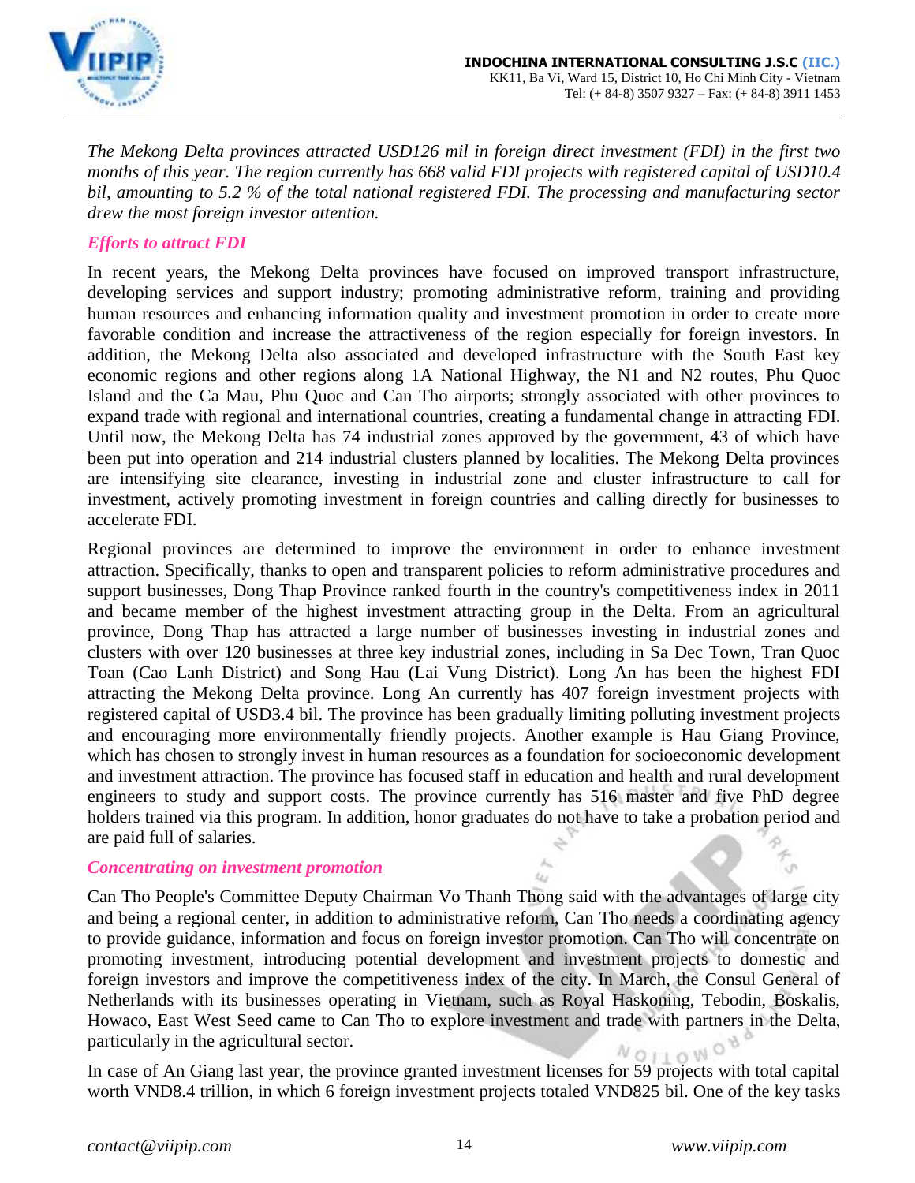*The Mekong Delta provinces attracted USD126 mil in foreign direct investment (FDI) in the first two months of this year. The region currently has 668 valid FDI projects with registered capital of USD10.4 bil, amounting to 5.2 % of the total national registered FDI. The processing and manufacturing sector drew the most foreign investor attention.*

### *Efforts to attract FDI*

In recent years, the Mekong Delta provinces have focused on improved transport infrastructure, developing services and support industry; promoting administrative reform, training and providing human resources and enhancing information quality and investment promotion in order to create more favorable condition and increase the attractiveness of the region especially for foreign investors. In addition, the Mekong Delta also associated and developed infrastructure with the South East key economic regions and other regions along 1A National Highway, the N1 and N2 routes, Phu Quoc Island and the Ca Mau, Phu Quoc and Can Tho airports; strongly associated with other provinces to expand trade with regional and international countries, creating a fundamental change in attracting FDI. Until now, the Mekong Delta has 74 industrial zones approved by the government, 43 of which have been put into operation and 214 industrial clusters planned by localities. The Mekong Delta provinces are intensifying site clearance, investing in industrial zone and cluster infrastructure to call for investment, actively promoting investment in foreign countries and calling directly for businesses to accelerate FDI.

Regional provinces are determined to improve the environment in order to enhance investment attraction. Specifically, thanks to open and transparent policies to reform administrative procedures and support businesses, Dong Thap Province ranked fourth in the country's competitiveness index in 2011 and became member of the highest investment attracting group in the Delta. From an agricultural province, Dong Thap has attracted a large number of businesses investing in industrial zones and clusters with over 120 businesses at three key industrial zones, including in Sa Dec Town, Tran Quoc Toan (Cao Lanh District) and Song Hau (Lai Vung District). Long An has been the highest FDI attracting the Mekong Delta province. Long An currently has 407 foreign investment projects with registered capital of USD3.4 bil. The province has been gradually limiting polluting investment projects and encouraging more environmentally friendly projects. Another example is Hau Giang Province, which has chosen to strongly invest in human resources as a foundation for socioeconomic development and investment attraction. The province has focused staff in education and health and rural development engineers to study and support costs. The province currently has 516 master and five PhD degree holders trained via this program. In addition, honor graduates do not have to take a probation period and are paid full of salaries.

### *Concentrating on investment promotion*

Can Tho People's Committee Deputy Chairman Vo Thanh Thong said with the advantages of large city and being a regional center, in addition to administrative reform, Can Tho needs a coordinating agency to provide guidance, information and focus on foreign investor promotion. Can Tho will concentrate on promoting investment, introducing potential development and investment projects to domestic and foreign investors and improve the competitiveness index of the city. In March, the Consul General of Netherlands with its businesses operating in Vietnam, such as Royal Haskoning, Tebodin, Boskalis, Howaco, East West Seed came to Can Tho to explore investment and trade with partners in the Delta, particularly in the agricultural sector.

In case of An Giang last year, the province granted investment licenses for 59 projects with total capital worth VND8.4 trillion, in which 6 foreign investment projects totaled VND825 bil. One of the key tasks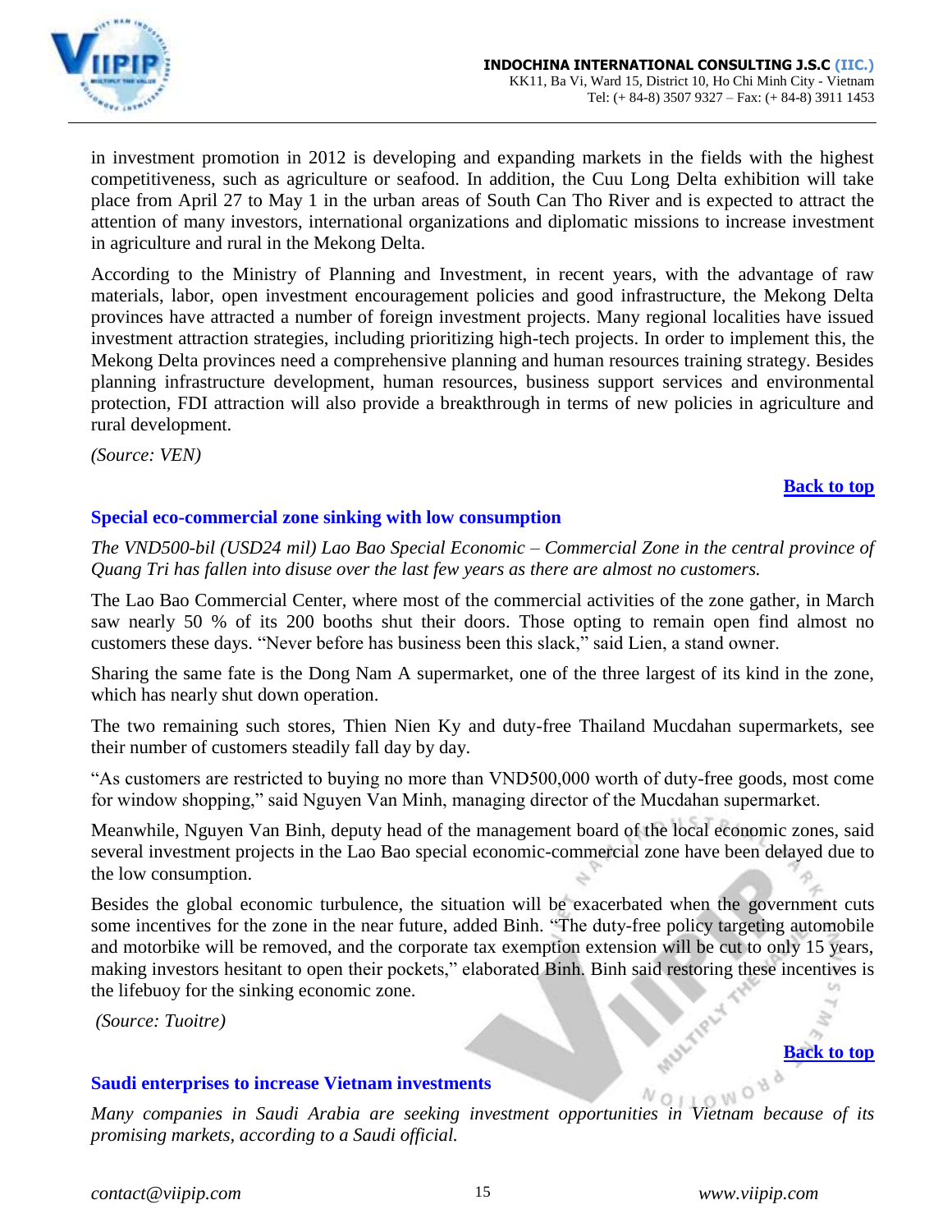in investment promotion in 2012 is developing and expanding markets in the fields with the highest competitiveness, such as agriculture or seafood. In addition, the Cuu Long Delta exhibition will take place from April 27 to May 1 in the urban areas of South Can Tho River and is expected to attract the attention of many investors, international organizations and diplomatic missions to increase investment in agriculture and rural in the Mekong Delta.

According to the Ministry of Planning and Investment, in recent years, with the advantage of raw materials, labor, open investment encouragement policies and good infrastructure, the Mekong Delta provinces have attracted a number of foreign investment projects. Many regional localities have issued investment attraction strategies, including prioritizing high-tech projects. In order to implement this, the Mekong Delta provinces need a comprehensive planning and human resources training strategy. Besides planning infrastructure development, human resources, business support services and environmental protection, FDI attraction will also provide a breakthrough in terms of new policies in agriculture and rural development.

*(Source: VEN)*

**Back to top**

### Special eco-commercial zone sinking with low consumption

*The VND500-bil (USD24 mil) Lao Bao Special Economic – Commercial Zone in the central province of Quang Tri has fallen into disuse over the last few years as there are almost no customers.*

The Lao Bao Commercial Center, where most of the commercial activities of the zone gather, in March saw nearly 50 % of its 200 booths shut their doors. Those opting to remain open find almost no customers these days. "Never before has business been this slack," said Lien, a stand owner.

Sharing the same fate is the Dong Nam A supermarket, one of the three largest of its kind in the zone, which has nearly shut down operation.

The two remaining such stores, Thien Nien Ky and duty-free Thailand Mucdahan supermarkets, see their number of customers steadily fall day by day.

"As customers are restricted to buying no more than VND500,000 worth of duty-free goods, most come for window shopping," said Nguyen Van Minh, managing director of the Mucdahan supermarket.

Meanwhile, Nguyen Van Binh, deputy head of the management board of the local economic zones, said several investment projects in the Lao Bao special economic-commercial zone have been delayed due to the low consumption.

Besides the global economic turbulence, the situation will be exacerbated when the government cuts some incentives for the zone in the near future, added Binh. "The duty-free policy targeting automobile and motorbike will be removed, and the corporate tax exemption extension will be cut to only 15 years, making investors hesitant to open their pockets," elaborated Binh. Binh said restoring these incentives is the lifebuoy for the sinking economic zone.

*(Source: Tuoitre)*

**Back to top**

### Saudi enterprises to increase Vietnam investments

*Many companies in Saudi Arabia are seeking investment opportunities in Vietnam because of its promising markets, according to a Saudi official.*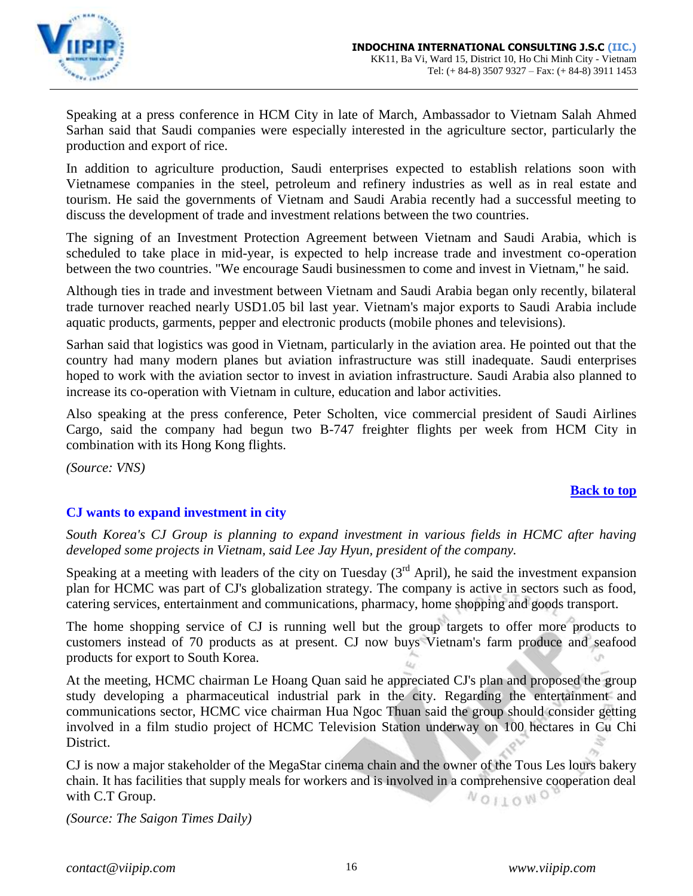Speaking at a press conference in HCM City in late of March, Ambassador to Vietnam Salah Ahmed Sarhan said that Saudi companies were especially interested in the agriculture sector, particularly the production and export of rice.

In addition to agriculture production, Saudi enterprises expected to establish relations soon with Vietnamese companies in the steel, petroleum and refinery industries as well as in real estate and tourism. He said the governments of Vietnam and Saudi Arabia recently had a successful meeting to discuss the development of trade and investment relations between the two countries.

The signing of an Investment Protection Agreement between Vietnam and Saudi Arabia, which is scheduled to take place in mid-year, is expected to help increase trade and investment co-operation between the two countries. "We encourage Saudi businessmen to come and invest in Vietnam," he said.

Although ties in trade and investment between Vietnam and Saudi Arabia began only recently, bilateral trade turnover reached nearly USD1.05 bil last year. Vietnam's major exports to Saudi Arabia include aquatic products, garments, pepper and electronic products (mobile phones and televisions).

Sarhan said that logistics was good in Vietnam, particularly in the aviation area. He pointed out that the country had many modern planes but aviation infrastructure was still inadequate. Saudi enterprises hoped to work with the aviation sector to invest in aviation infrastructure. Saudi Arabia also planned to increase its co-operation with Vietnam in culture, education and labor activities.

Also speaking at the press conference, Peter Scholten, vice commercial president of Saudi Airlines Cargo, said the company had begun two B-747 freighter flights per week from HCM City in combination with its Hong Kong flights.

*(Source: VNS)*

**Back to top**

## CJ wants to expand investment in city

*South Korea's CJ Group is planning to expand investment in various fields in HCMC after having developed some projects in Vietnam, said Lee Jay Hyun, president of the company.*

Speaking at a meeting with leaders of the city on Tuesday (3rd April), he said the investment expansion plan for HCMC was part of CJ's globalization strategy. The company is active in sectors such as food, catering services, entertainment and communications, pharmacy, home shopping and goods transport.

The home shopping service of CJ is running well but the group targets to offer more products to customers instead of 70 products as at present. CJ now buys Vietnam's farm produce and seafood products for export to South Korea.

At the meeting, HCMC chairman Le Hoang Quan said he appreciated CJ's plan and proposed the group study developing a pharmaceutical industrial park in the city. Regarding the entertainment and communications sector, HCMC vice chairman Hua Ngoc Thuan said the group should consider getting involved in a film studio project of HCMC Television Station underway on 100 hectares in Cu Chi District.

CJ is now a major stakeholder of the MegaStar cinema chain and the owner of the Tous Les lours bakery chain. It has facilities that supply meals for workers and is involved in a comprehensive cooperation deal with C.T Group.

*(Source: The Saigon Times Daily)*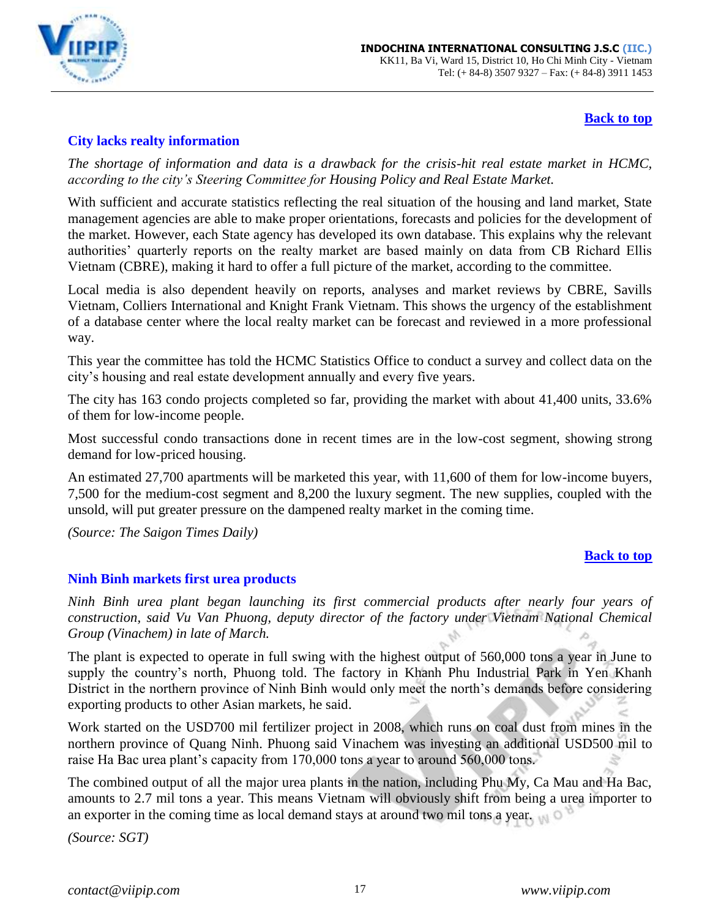[Back to top](#)

## City lacks realty information

*The shortage of information and data is a drawback for the crisis-hit real estate market in HCMC, according to the city's Steering Committee for Housing Policy and Real Estate Market.*

With sufficient and accurate statistics reflecting the real situation of the housing and land market, State management agencies are able to make proper orientations, forecasts and policies for the development of the market. However, each State agency has developed its own database. This explains why the relevant authorities' quarterly reports on the realty market are based mainly on data from CB Richard Ellis Vietnam (CBRE), making it hard to offer a full picture of the market, according to the committee.

Local media is also dependent heavily on reports, analyses and market reviews by CBRE, Savills Vietnam, Colliers International and Knight Frank Vietnam. This shows the urgency of the establishment of a database center where the local realty market can be forecast and reviewed in a more professional way.

This year the committee has told the HCMC Statistics Office to conduct a survey and collect data on the city's housing and real estate development annually and every five years.

The city has 163 condo projects completed so far, providing the market with about 41,400 units, 33.6% of them for low-income people.

Most successful condo transactions done in recent times are in the low-cost segment, showing strong demand for low-priced housing.

An estimated 27,700 apartments will be marketed this year, with 11,600 of them for low-income buyers, 7,500 for the medium-cost segment and 8,200 the luxury segment. The new supplies, coupled with the unsold, will put greater pressure on the dampened realty market in the coming time.

*(Source: The Saigon Times Daily)*

[Back to top](#)

## Ninh Binh markets first urea products

*Ninh Binh urea plant began launching its first commercial products after nearly four years of construction, said Vu Van Phuong, deputy director of the factory under Vietnam National Chemical Group (Vinachem) in late of March.*

The plant is expected to operate in full swing with the highest output of 560,000 tons a year in June to supply the country's north, Phuong told. The factory in Khanh Phu Industrial Park in Yen Khanh District in the northern province of Ninh Binh would only meet the north's demands before considering exporting products to other Asian markets, he said.

Work started on the USD700 mil fertilizer project in 2008, which runs on coal dust from mines in the northern province of Quang Ninh. Phuong said Vinachem was investing an additional USD500 mil to raise Ha Bac urea plant's capacity from 170,000 tons a year to around 560,000 tons.

The combined output of all the major urea plants in the nation, including Phu My, Ca Mau and Ha Bac, amounts to 2.7 mil tons a year. This means Vietnam will obviously shift from being a urea importer to an exporter in the coming time as local demand stays at around two mil tons a year.

*(Source: SGT)*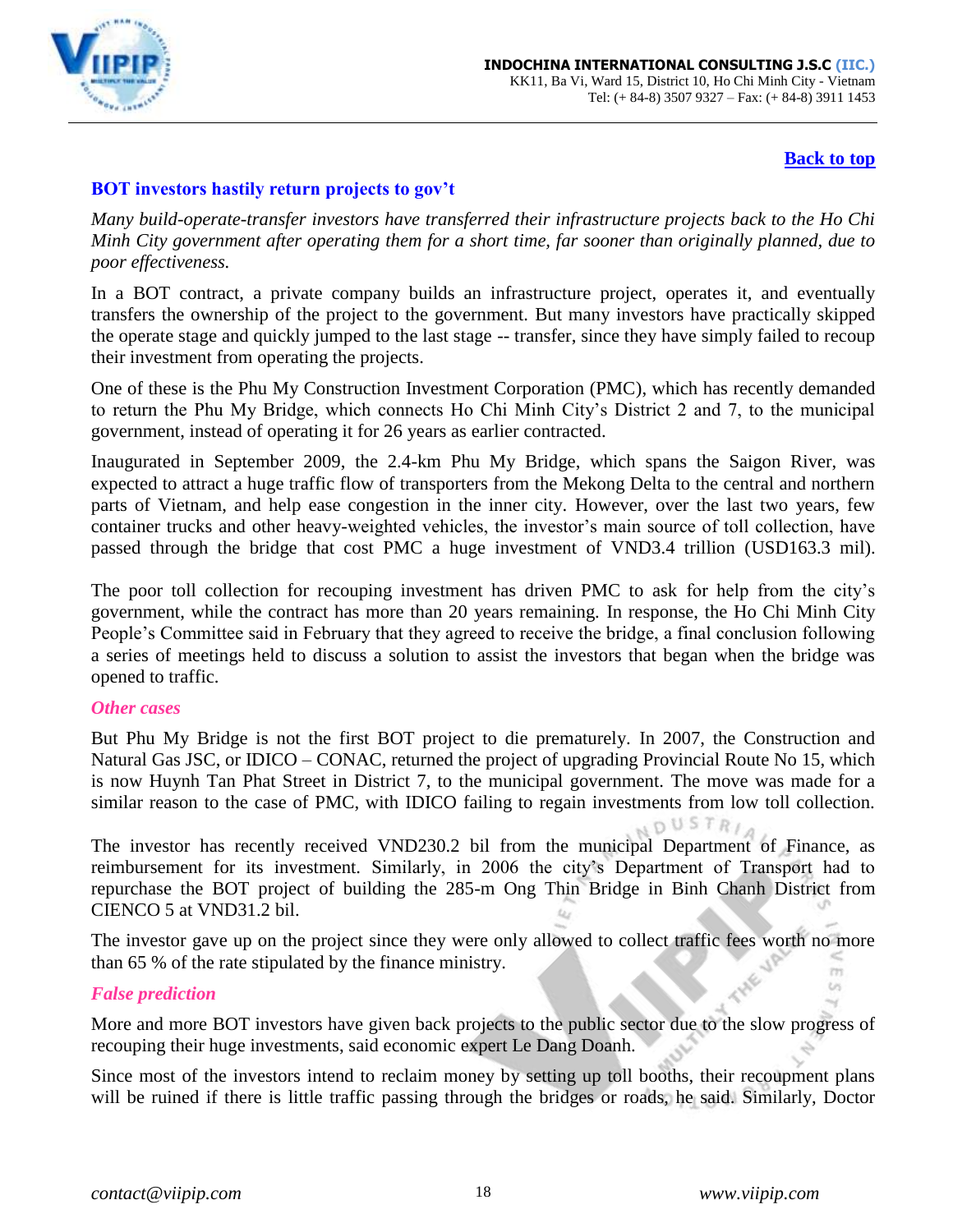Back to top

## BOT investors hastily return projects to gov't

*Many build-operate-transfer investors have transferred their infrastructure projects back to the Ho Chi Minh City government after operating them for a short time, far sooner than originally planned, due to poor effectiveness.*

In a BOT contract, a private company builds an infrastructure project, operates it, and eventually transfers the ownership of the project to the government. But many investors have practically skipped the operate stage and quickly jumped to the last stage -- transfer, since they have simply failed to recoup their investment from operating the projects.

One of these is the Phu My Construction Investment Corporation (PMC), which has recently demanded to return the Phu My Bridge, which connects Ho Chi Minh City's District 2 and 7, to the municipal government, instead of operating it for 26 years as earlier contracted.

Inaugurated in September 2009, the 2.4-km Phu My Bridge, which spans the Saigon River, was expected to attract a huge traffic flow of transporters from the Mekong Delta to the central and northern parts of Vietnam, and help ease congestion in the inner city. However, over the last two years, few container trucks and other heavy-weighted vehicles, the investor's main source of toll collection, have passed through the bridge that cost PMC a huge investment of VND3.4 trillion (USD163.3 mil).

The poor toll collection for recouping investment has driven PMC to ask for help from the city's government, while the contract has more than 20 years remaining. In response, the Ho Chi Minh City People's Committee said in February that they agreed to receive the bridge, a final conclusion following a series of meetings held to discuss a solution to assist the investors that began when the bridge was opened to traffic.

### *Other cases*

But Phu My Bridge is not the first BOT project to die prematurely. In 2007, the Construction and Natural Gas JSC, or IDICO – CONAC, returned the project of upgrading Provincial Route No 15, which is now Huynh Tan Phat Street in District 7, to the municipal government. The move was made for a similar reason to the case of PMC, with IDICO failing to regain investments from low toll collection.

The investor has recently received VND230.2 bil from the municipal Department of Finance, as reimbursement for its investment. Similarly, in 2006 the city's Department of Transport had to repurchase the BOT project of building the 285-m Ong Thin Bridge in Binh Chanh District from CIENCO 5 at VND31.2 bil.

The investor gave up on the project since they were only allowed to collect traffic fees worth no more than 65 % of the rate stipulated by the finance ministry.

### *False prediction*

More and more BOT investors have given back projects to the public sector due to the slow progress of recouping their huge investments, said economic expert Le Dang Doanh.

Since most of the investors intend to reclaim money by setting up toll booths, their recoupment plans will be ruined if there is little traffic passing through the bridges or roads, he said. Similarly, Doctor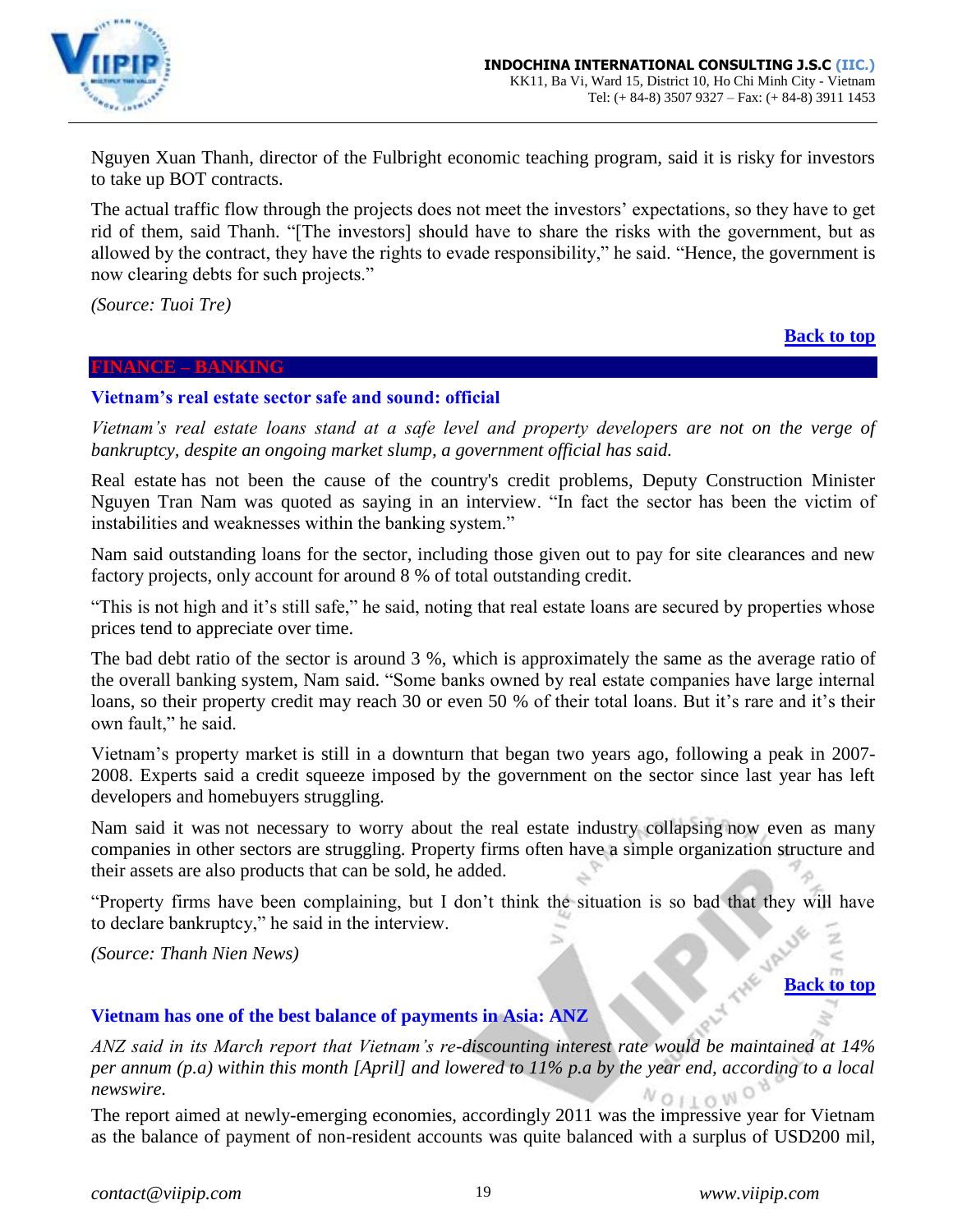Nguyen Xuan Thanh, director of the Fulbright economic teaching program, said it is risky for investors to take up BOT contracts.

The actual traffic flow through the projects does not meet the investors' expectations, so they have to get rid of them, said Thanh. "[The investors] should have to share the risks with the government, but as allowed by the contract, they have the rights to evade responsibility," he said. "Hence, the government is now clearing debts for such projects."

*(Source: Tuoi Tre)*

**Back to top**

## FINANCE – BANKING

### Vietnam's real estate sector safe and sound: official

*Vietnam's real estate loans stand at a safe level and property developers are not on the verge of bankruptcy, despite an ongoing market slump, a government official has said.*

Real estate has not been the cause of the country's credit problems, Deputy Construction Minister Nguyen Tran Nam was quoted as saying in an interview. "In fact the sector has been the victim of instabilities and weaknesses within the banking system."

Nam said outstanding loans for the sector, including those given out to pay for site clearances and new factory projects, only account for around 8 % of total outstanding credit.

"This is not high and it's still safe," he said, noting that real estate loans are secured by properties whose prices tend to appreciate over time.

The bad debt ratio of the sector is around 3 %, which is approximately the same as the average ratio of the overall banking system, Nam said. "Some banks owned by real estate companies have large internal loans, so their property credit may reach 30 or even 50 % of their total loans. But it's rare and it's their own fault," he said.

Vietnam's property market is still in a downturn that began two years ago, following a peak in 2007-2008. Experts said a credit squeeze imposed by the government on the sector since last year has left developers and homebuyers struggling.

Nam said it was not necessary to worry about the real estate industry collapsing now even as many companies in other sectors are struggling. Property firms often have a simple organization structure and their assets are also products that can be sold, he added.

"Property firms have been complaining, but I don't think the situation is so bad that they will have to declare bankruptcy," he said in the interview.

*(Source: Thanh Nien News)*

**Back to top**

### Vietnam has one of the best balance of payments in Asia: ANZ

*ANZ said in its March report that Vietnam's re-discounting interest rate would be maintained at 14% per annum (p.a) within this month [April] and lowered to 11% p.a by the year end, according to a local newswire.*

The report aimed at newly-emerging economies, accordingly 2011 was the impressive year for Vietnam as the balance of payment of non-resident accounts was quite balanced with a surplus of USD200 mil,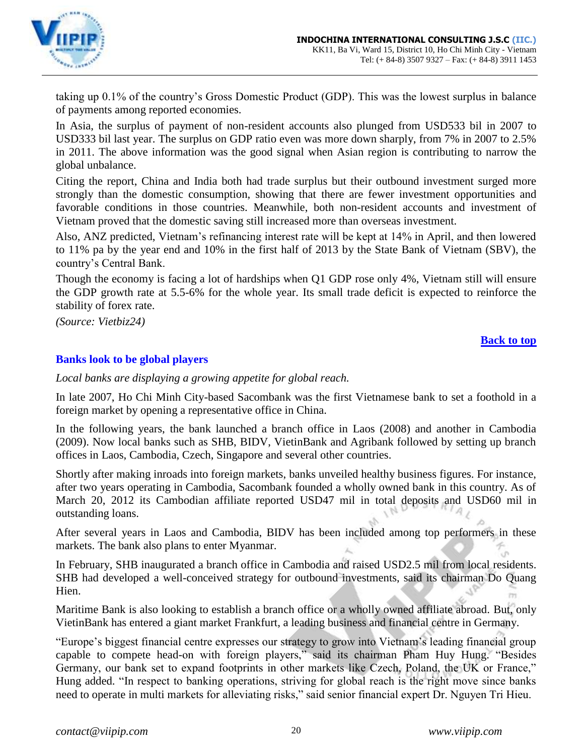taking up 0.1% of the country's Gross Domestic Product (GDP). This was the lowest surplus in balance of payments among reported economies.

In Asia, the surplus of payment of non-resident accounts also plunged from USD533 bil in 2007 to USD333 bil last year. The surplus on GDP ratio even was more down sharply, from 7% in 2007 to 2.5% in 2011. The above information was the good signal when Asian region is contributing to narrow the global unbalance.

Citing the report, China and India both had trade surplus but their outbound investment surged more strongly than the domestic consumption, showing that there are fewer investment opportunities and favorable conditions in those countries. Meanwhile, both non-resident accounts and investment of Vietnam proved that the domestic saving still increased more than overseas investment.

Also, ANZ predicted, Vietnam's refinancing interest rate will be kept at 14% in April, and then lowered to 11% pa by the year end and 10% in the first half of 2013 by the State Bank of Vietnam (SBV), the country's Central Bank.

Though the economy is facing a lot of hardships when Q1 GDP rose only 4%, Vietnam still will ensure the GDP growth rate at 5.5-6% for the whole year. Its small trade deficit is expected to reinforce the stability of forex rate.

*(Source: Vietbiz24)*

Back to top

## Banks look to be global players

*Local banks are displaying a growing appetite for global reach.*

In late 2007, Ho Chi Minh City-based Sacombank was the first Vietnamese bank to set a foothold in a foreign market by opening a representative office in China.

In the following years, the bank launched a branch office in Laos (2008) and another in Cambodia (2009). Now local banks such as SHB, BIDV, VietinBank and Agribank followed by setting up branch offices in Laos, Cambodia, Czech, Singapore and several other countries.

Shortly after making inroads into foreign markets, banks unveiled healthy business figures. For instance, after two years operating in Cambodia, Sacombank founded a wholly owned bank in this country. As of March 20, 2012 its Cambodian affiliate reported USD47 mil in total deposits and USD60 mil in outstanding loans.

After several years in Laos and Cambodia, BIDV has been included among top performers in these markets. The bank also plans to enter Myanmar.

In February, SHB inaugurated a branch office in Cambodia and raised USD2.5 mil from local residents. SHB had developed a well-conceived strategy for outbound investments, said its chairman Do Quang Hien.

Maritime Bank is also looking to establish a branch office or a wholly owned affiliate abroad. But, only VietinBank has entered a giant market Frankfurt, a leading business and financial centre in Germany.

"Europe's biggest financial centre expresses our strategy to grow into Vietnam's leading financial group capable to compete head-on with foreign players," said its chairman Pham Huy Hung. "Besides Germany, our bank set to expand footprints in other markets like Czech, Poland, the UK or France," Hung added. "In respect to banking operations, striving for global reach is the right move since banks need to operate in multi markets for alleviating risks," said senior financial expert Dr. Nguyen Tri Hieu.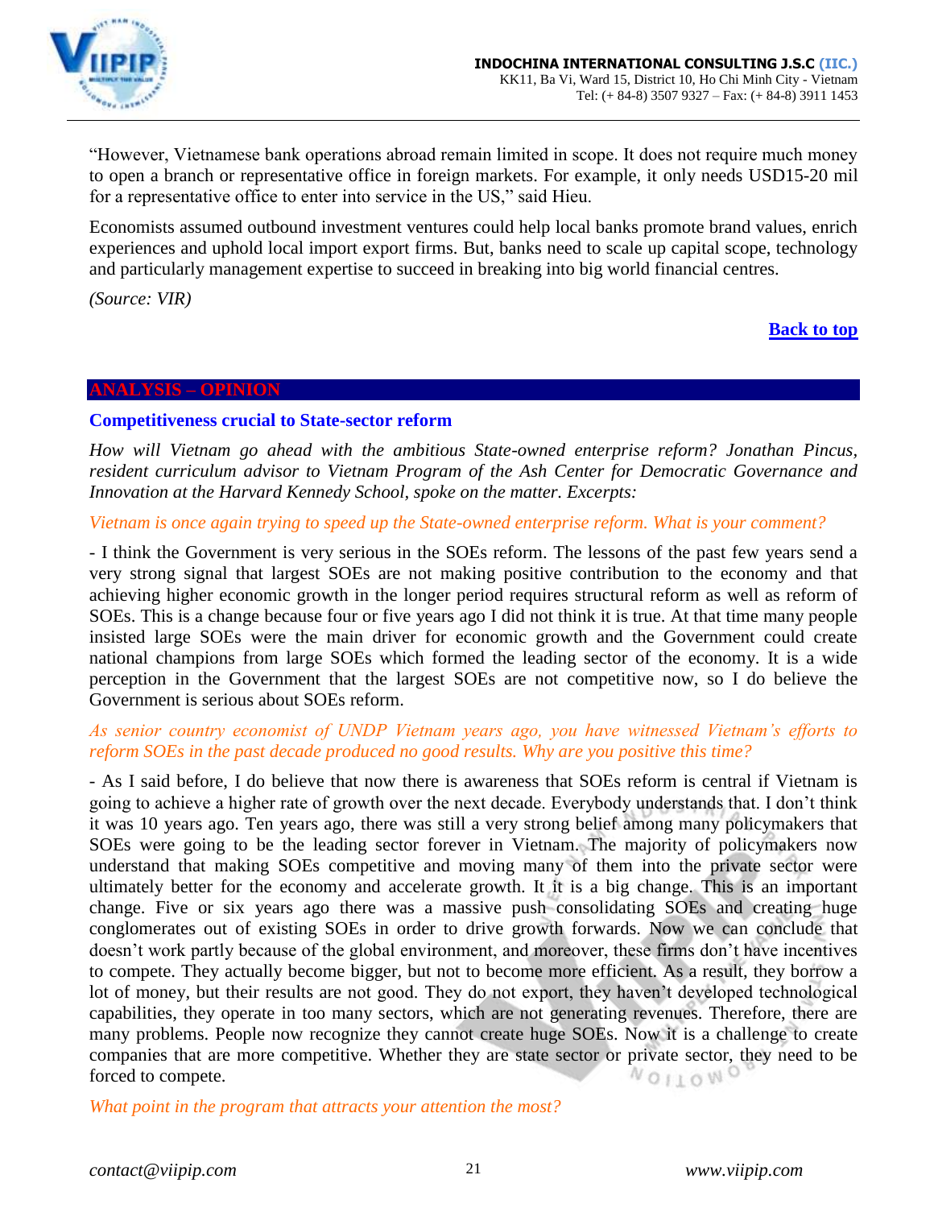"However, Vietnamese bank operations abroad remain limited in scope. It does not require much money to open a branch or representative office in foreign markets. For example, it only needs USD15-20 mil for a representative office to enter into service in the US," said Hieu.

Economists assumed outbound investment ventures could help local banks promote brand values, enrich experiences and uphold local import export firms. But, banks need to scale up capital scope, technology and particularly management expertise to succeed in breaking into big world financial centres.

*(Source: VIR)*

**Back to top**

## ANALYSIS – OPINION

### Competitiveness crucial to State-sector reform

*How will Vietnam go ahead with the ambitious State-owned enterprise reform? Jonathan Pincus, resident curriculum advisor to Vietnam Program of the Ash Center for Democratic Governance and Innovation at the Harvard Kennedy School, spoke on the matter. Excerpts:*

*Vietnam is once again trying to speed up the State-owned enterprise reform. What is your comment?*

- I think the Government is very serious in the SOEs reform. The lessons of the past few years send a very strong signal that largest SOEs are not making positive contribution to the economy and that achieving higher economic growth in the longer period requires structural reform as well as reform of SOEs. This is a change because four or five years ago I did not think it is true. At that time many people insisted large SOEs were the main driver for economic growth and the Government could create national champions from large SOEs which formed the leading sector of the economy. It is a wide perception in the Government that the largest SOEs are not competitive now, so I do believe the Government is serious about SOEs reform.

*As senior country economist of UNDP Vietnam years ago, you have witnessed Vietnam's efforts to reform SOEs in the past decade produced no good results. Why are you positive this time?*

- As I said before, I do believe that now there is awareness that SOEs reform is central if Vietnam is going to achieve a higher rate of growth over the next decade. Everybody understands that. I don't think it was 10 years ago. Ten years ago, there was still a very strong belief among many policymakers that SOEs were going to be the leading sector forever in Vietnam. The majority of policymakers now understand that making SOEs competitive and moving many of them into the private sector were ultimately better for the economy and accelerate growth. It it is a big change. This is an important change. Five or six years ago there was a massive push consolidating SOEs and creating huge conglomerates out of existing SOEs in order to drive growth forwards. Now we can conclude that doesn't work partly because of the global environment, and moreover, these firms don't have incentives to compete. They actually become bigger, but not to become more efficient. As a result, they borrow a lot of money, but their results are not good. They do not export, they haven't developed technological capabilities, they operate in too many sectors, which are not generating revenues. Therefore, there are many problems. People now recognize they cannot create huge SOEs. Now it is a challenge to create companies that are more competitive. Whether they are state sector or private sector, they need to be forced to compete.

*What point in the program that attracts your attention the most?*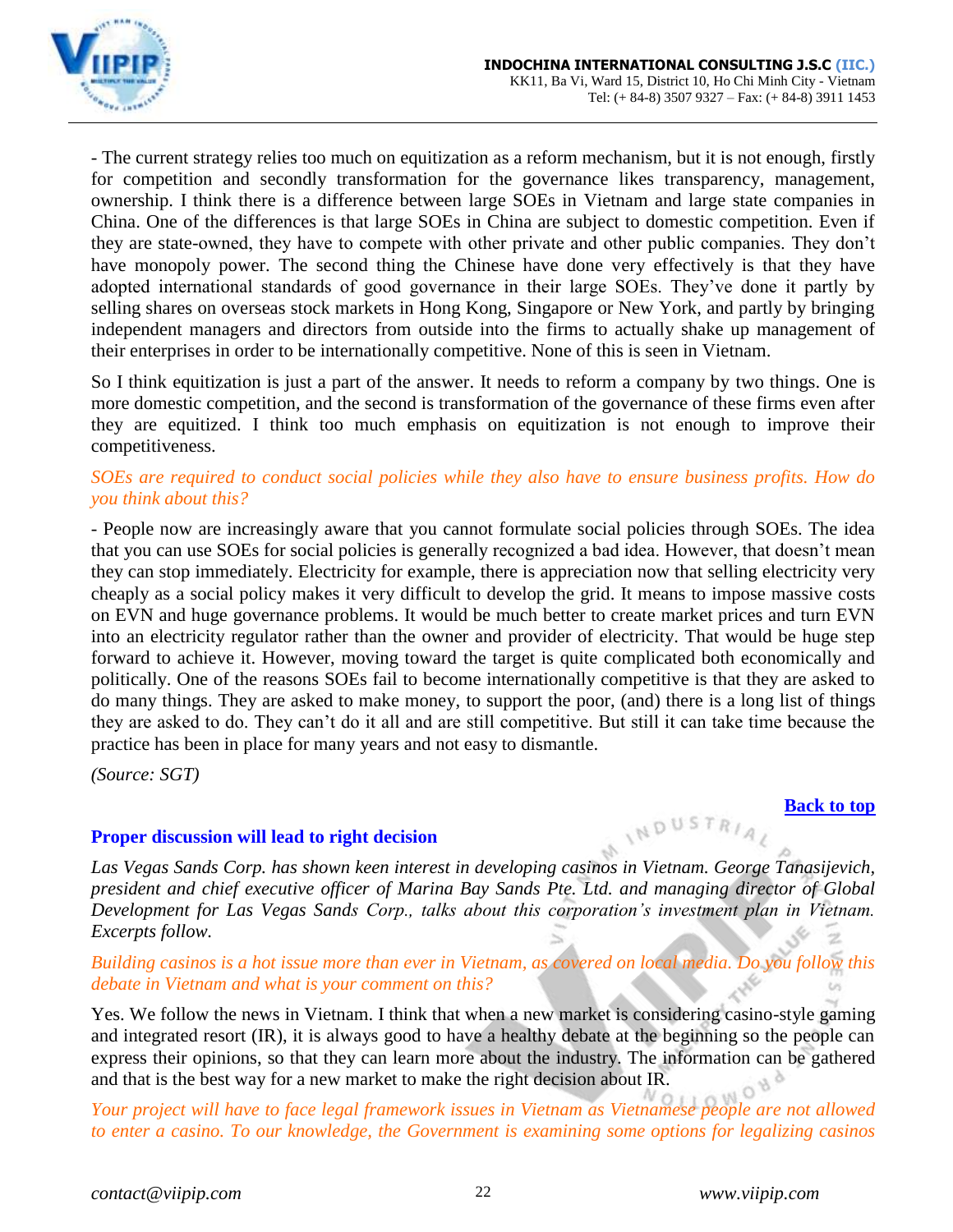- The current strategy relies too much on equitization as a reform mechanism, but it is not enough, firstly for competition and secondly transformation for the governance likes transparency, management, ownership. I think there is a difference between large SOEs in Vietnam and large state companies in China. One of the differences is that large SOEs in China are subject to domestic competition. Even if they are state-owned, they have to compete with other private and other public companies. They don't have monopoly power. The second thing the Chinese have done very effectively is that they have adopted international standards of good governance in their large SOEs. They've done it partly by selling shares on overseas stock markets in Hong Kong, Singapore or New York, and partly by bringing independent managers and directors from outside into the firms to actually shake up management of their enterprises in order to be internationally competitive. None of this is seen in Vietnam.

So I think equitization is just a part of the answer. It needs to reform a company by two things. One is more domestic competition, and the second is transformation of the governance of these firms even after they are equitized. I think too much emphasis on equitization is not enough to improve their competitiveness.

*SOEs are required to conduct social policies while they also have to ensure business profits. How do you think about this?*

- People now are increasingly aware that you cannot formulate social policies through SOEs. The idea that you can use SOEs for social policies is generally recognized a bad idea. However, that doesn't mean they can stop immediately. Electricity for example, there is appreciation now that selling electricity very cheaply as a social policy makes it very difficult to develop the grid. It means to impose massive costs on EVN and huge governance problems. It would be much better to create market prices and turn EVN into an electricity regulator rather than the owner and provider of electricity. That would be huge step forward to achieve it. However, moving toward the target is quite complicated both economically and politically. One of the reasons SOEs fail to become internationally competitive is that they are asked to do many things. They are asked to make money, to support the poor, (and) there is a long list of things they are asked to do. They can't do it all and are still competitive. But still it can take time because the practice has been in place for many years and not easy to dismantle.

*(Source: SGT)*

**Back to top**

### Proper discussion will lead to right decision

*Las Vegas Sands Corp. has shown keen interest in developing casinos in Vietnam. George Tanasijevich, president and chief executive officer of Marina Bay Sands Pte. Ltd. and managing director of Global Development for Las Vegas Sands Corp., talks about this corporation's investment plan in Vietnam. Excerpts follow.*

*Building casinos is a hot issue more than ever in Vietnam, as covered on local media. Do you follow this debate in Vietnam and what is your comment on this?*

Yes. We follow the news in Vietnam. I think that when a new market is considering casino-style gaming and integrated resort (IR), it is always good to have a healthy debate at the beginning so the people can express their opinions, so that they can learn more about the industry. The information can be gathered and that is the best way for a new market to make the right decision about IR.

*Your project will have to face legal framework issues in Vietnam as Vietnamese people are not allowed to enter a casino. To our knowledge, the Government is examining some options for legalizing casinos*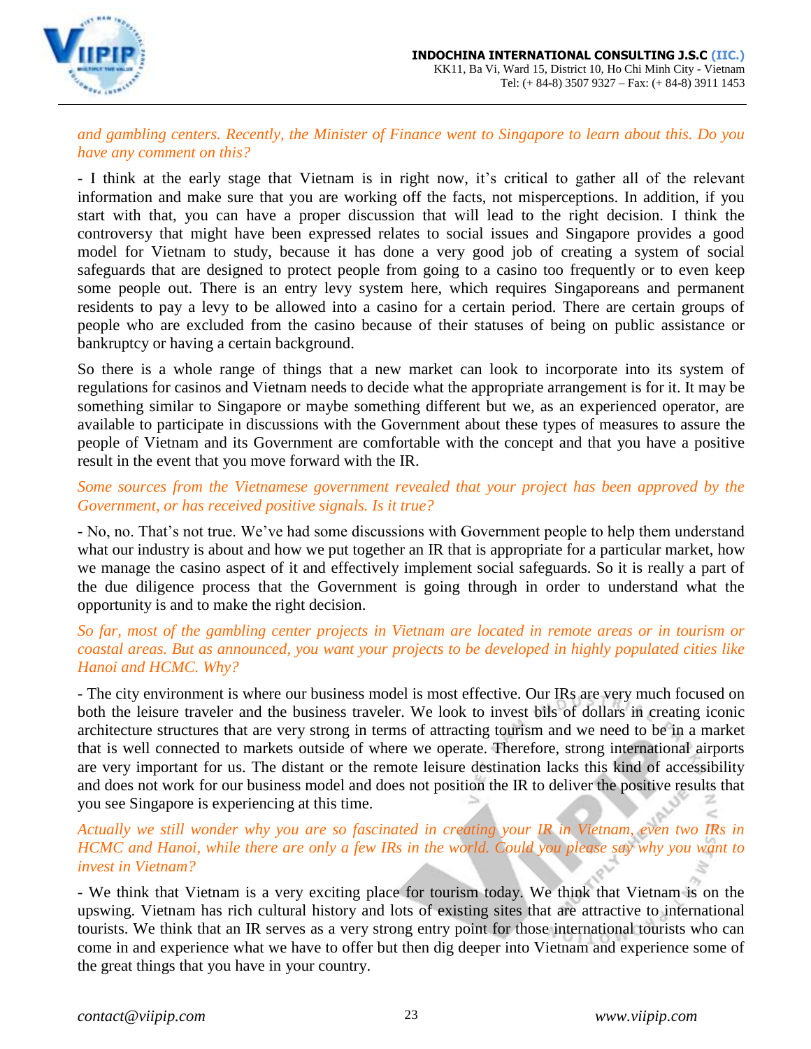*and gambling centers. Recently, the Minister of Finance went to Singapore to learn about this. Do you have any comment on this?*

- I think at the early stage that Vietnam is in right now, it's critical to gather all of the relevant information and make sure that you are working off the facts, not misperceptions. In addition, if you start with that, you can have a proper discussion that will lead to the right decision. I think the controversy that might have been expressed relates to social issues and Singapore provides a good model for Vietnam to study, because it has done a very good job of creating a system of social safeguards that are designed to protect people from going to a casino too frequently or to even keep some people out. There is an entry levy system here, which requires Singaporeans and permanent residents to pay a levy to be allowed into a casino for a certain period. There are certain groups of people who are excluded from the casino because of their statuses of being on public assistance or bankruptcy or having a certain background.

So there is a whole range of things that a new market can look to incorporate into its system of regulations for casinos and Vietnam needs to decide what the appropriate arrangement is for it. It may be something similar to Singapore or maybe something different but we, as an experienced operator, are available to participate in discussions with the Government about these types of measures to assure the people of Vietnam and its Government are comfortable with the concept and that you have a positive result in the event that you move forward with the IR.

*Some sources from the Vietnamese government revealed that your project has been approved by the Government, or has received positive signals. Is it true?*

- No, no. That's not true. We've had some discussions with Government people to help them understand what our industry is about and how we put together an IR that is appropriate for a particular market, how we manage the casino aspect of it and effectively implement social safeguards. So it is really a part of the due diligence process that the Government is going through in order to understand what the opportunity is and to make the right decision.

*So far, most of the gambling center projects in Vietnam are located in remote areas or in tourism or coastal areas. But as announced, you want your projects to be developed in highly populated cities like Hanoi and HCMC. Why?*

- The city environment is where our business model is most effective. Our IRs are very much focused on both the leisure traveler and the business traveler. We look to invest bils of dollars in creating iconic architecture structures that are very strong in terms of attracting tourism and we need to be in a market that is well connected to markets outside of where we operate. Therefore, strong international airports are very important for us. The distant or the remote leisure destination lacks this kind of accessibility and does not work for our business model and does not position the IR to deliver the positive results that you see Singapore is experiencing at this time.

*Actually we still wonder why you are so fascinated in creating your IR in Vietnam, even two IRs in HCMC and Hanoi, while there are only a few IRs in the world. Could you please say why you want to invest in Vietnam?*

- We think that Vietnam is a very exciting place for tourism today. We think that Vietnam is on the upswing. Vietnam has rich cultural history and lots of existing sites that are attractive to international tourists. We think that an IR serves as a very strong entry point for those international tourists who can come in and experience what we have to offer but then dig deeper into Vietnam and experience some of the great things that you have in your country.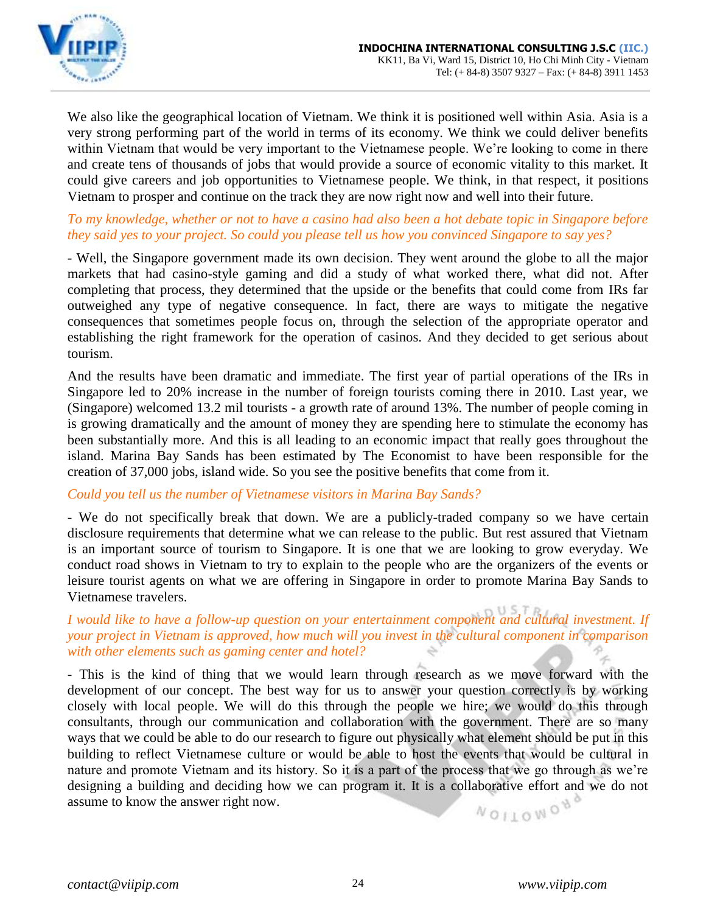We also like the geographical location of Vietnam. We think it is positioned well within Asia. Asia is a very strong performing part of the world in terms of its economy. We think we could deliver benefits within Vietnam that would be very important to the Vietnamese people. We're looking to come in there and create tens of thousands of jobs that would provide a source of economic vitality to this market. It could give careers and job opportunities to Vietnamese people. We think, in that respect, it positions Vietnam to prosper and continue on the track they are now right now and well into their future.

*To my knowledge, whether or not to have a casino had also been a hot debate topic in Singapore before they said yes to your project. So could you please tell us how you convinced Singapore to say yes?*

- Well, the Singapore government made its own decision. They went around the globe to all the major markets that had casino-style gaming and did a study of what worked there, what did not. After completing that process, they determined that the upside or the benefits that could come from IRs far outweighed any type of negative consequence. In fact, there are ways to mitigate the negative consequences that sometimes people focus on, through the selection of the appropriate operator and establishing the right framework for the operation of casinos. And they decided to get serious about tourism.

And the results have been dramatic and immediate. The first year of partial operations of the IRs in Singapore led to 20% increase in the number of foreign tourists coming there in 2010. Last year, we (Singapore) welcomed 13.2 mil tourists - a growth rate of around 13%. The number of people coming in is growing dramatically and the amount of money they are spending here to stimulate the economy has been substantially more. And this is all leading to an economic impact that really goes throughout the island. Marina Bay Sands has been estimated by The Economist to have been responsible for the creation of 37,000 jobs, island wide. So you see the positive benefits that come from it.

*Could you tell us the number of Vietnamese visitors in Marina Bay Sands?*

- We do not specifically break that down. We are a publicly-traded company so we have certain disclosure requirements that determine what we can release to the public. But rest assured that Vietnam is an important source of tourism to Singapore. It is one that we are looking to grow everyday. We conduct road shows in Vietnam to try to explain to the people who are the organizers of the events or leisure tourist agents on what we are offering in Singapore in order to promote Marina Bay Sands to Vietnamese travelers.

*I would like to have a follow-up question on your entertainment component and cultural investment. If your project in Vietnam is approved, how much will you invest in the cultural component in comparison with other elements such as gaming center and hotel?*

- This is the kind of thing that we would learn through research as we move forward with the development of our concept. The best way for us to answer your question correctly is by working closely with local people. We will do this through the people we hire; we would do this through consultants, through our communication and collaboration with the government. There are so many ways that we could be able to do our research to figure out physically what element should be put in this building to reflect Vietnamese culture or would be able to host the events that would be cultural in nature and promote Vietnam and its history. So it is a part of the process that we go through as we're designing a building and deciding how we can program it. It is a collaborative effort and we do not assume to know the answer right now.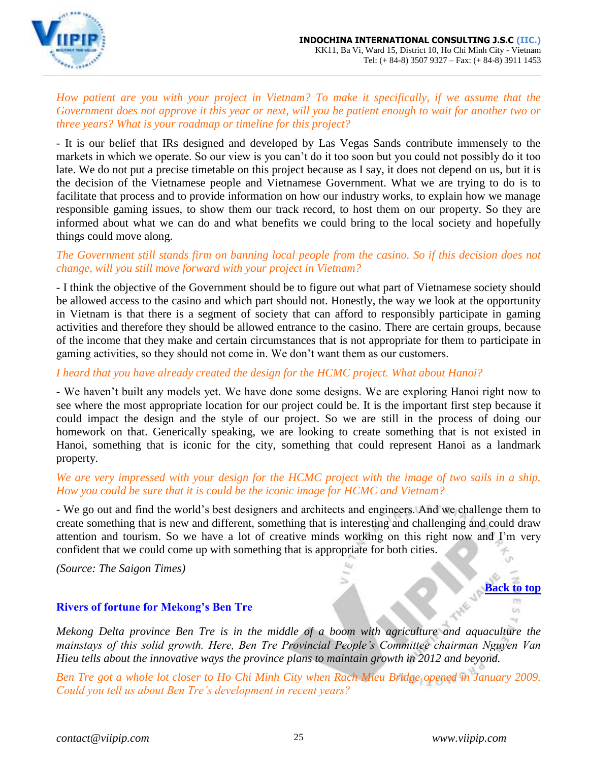*How patient are you with your project in Vietnam? To make it specifically, if we assume that the Government does not approve it this year or next, will you be patient enough to wait for another two or three years? What is your roadmap or timeline for this project?*

- It is our belief that IRs designed and developed by Las Vegas Sands contribute immensely to the markets in which we operate. So our view is you can't do it too soon but you could not possibly do it too late. We do not put a precise timetable on this project because as I say, it does not depend on us, but it is the decision of the Vietnamese people and Vietnamese Government. What we are trying to do is to facilitate that process and to provide information on how our industry works, to explain how we manage responsible gaming issues, to show them our track record, to host them on our property. So they are informed about what we can do and what benefits we could bring to the local society and hopefully things could move along.

*The Government still stands firm on banning local people from the casino. So if this decision does not change, will you still move forward with your project in Vietnam?*

- I think the objective of the Government should be to figure out what part of Vietnamese society should be allowed access to the casino and which part should not. Honestly, the way we look at the opportunity in Vietnam is that there is a segment of society that can afford to responsibly participate in gaming activities and therefore they should be allowed entrance to the casino. There are certain groups, because of the income that they make and certain circumstances that is not appropriate for them to participate in gaming activities, so they should not come in. We don't want them as our customers.

*I heard that you have already created the design for the HCMC project. What about Hanoi?*

- We haven't built any models yet. We have done some designs. We are exploring Hanoi right now to see where the most appropriate location for our project could be. It is the important first step because it could impact the design and the style of our project. So we are still in the process of doing our homework on that. Generically speaking, we are looking to create something that is not existed in Hanoi, something that is iconic for the city, something that could represent Hanoi as a landmark property.

*We are very impressed with your design for the HCMC project with the image of two sails in a ship. How you could be sure that it is could be the iconic image for HCMC and Vietnam?*

- We go out and find the world's best designers and architects and engineers. And we challenge them to create something that is new and different, something that is interesting and challenging and could draw attention and tourism. So we have a lot of creative minds working on this right now and I'm very confident that we could come up with something that is appropriate for both cities.

*(Source: The Saigon Times)*

**Back to top**

### Rivers of fortune for Mekong's Ben Tre

*Mekong Delta province Ben Tre is in the middle of a boom with agriculture and aquaculture the mainstays of this solid growth. Here, Ben Tre Provincial People's Committee chairman Nguyen Van Hieu tells about the innovative ways the province plans to maintain growth in 2012 and beyond.*

*Ben Tre got a whole lot closer to Ho Chi Minh City when Rach Mieu Bridge opened in January 2009. Could you tell us about Ben Tre's development in recent years?*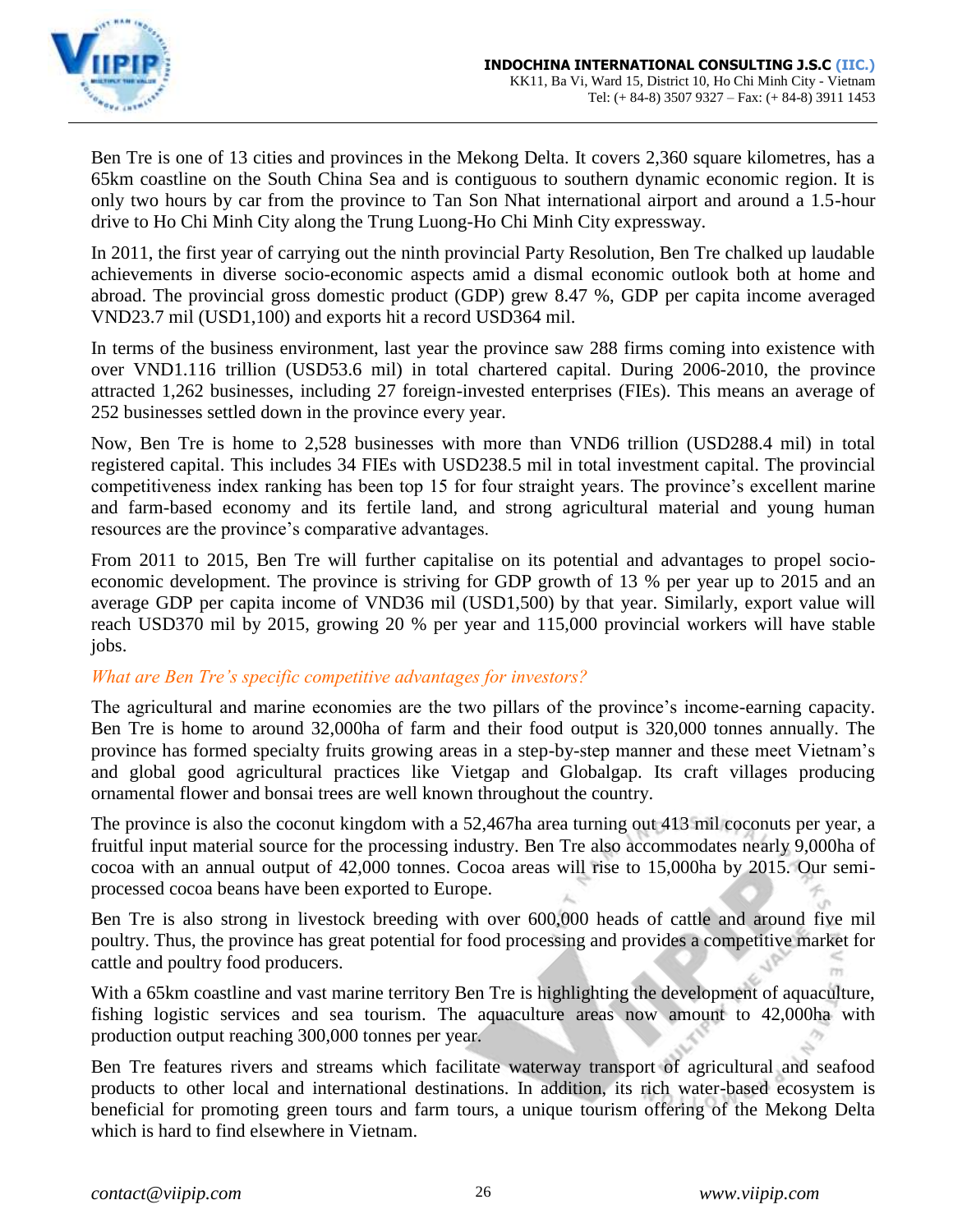Ben Tre is one of 13 cities and provinces in the Mekong Delta. It covers 2,360 square kilometres, has a 65km coastline on the South China Sea and is contiguous to southern dynamic economic region. It is only two hours by car from the province to Tan Son Nhat international airport and around a 1.5-hour drive to Ho Chi Minh City along the Trung Luong-Ho Chi Minh City expressway.

In 2011, the first year of carrying out the ninth provincial Party Resolution, Ben Tre chalked up laudable achievements in diverse socio-economic aspects amid a dismal economic outlook both at home and abroad. The provincial gross domestic product (GDP) grew 8.47 %, GDP per capita income averaged VND23.7 mil (USD1,100) and exports hit a record USD364 mil.

In terms of the business environment, last year the province saw 288 firms coming into existence with over VND1.116 trillion (USD53.6 mil) in total chartered capital. During 2006-2010, the province attracted 1,262 businesses, including 27 foreign-invested enterprises (FIEs). This means an average of 252 businesses settled down in the province every year.

Now, Ben Tre is home to 2,528 businesses with more than VND6 trillion (USD288.4 mil) in total registered capital. This includes 34 FIEs with USD238.5 mil in total investment capital. The provincial competitiveness index ranking has been top 15 for four straight years. The province's excellent marine and farm-based economy and its fertile land, and strong agricultural material and young human resources are the province's comparative advantages.

From 2011 to 2015, Ben Tre will further capitalise on its potential and advantages to propel socio-economic development. The province is striving for GDP growth of 13 % per year up to 2015 and an average GDP per capita income of VND36 mil (USD1,500) by that year. Similarly, export value will reach USD370 mil by 2015, growing 20 % per year and 115,000 provincial workers will have stable jobs.

*What are Ben Tre's specific competitive advantages for investors?*

The agricultural and marine economies are the two pillars of the province's income-earning capacity. Ben Tre is home to around 32,000ha of farm and their food output is 320,000 tonnes annually. The province has formed specialty fruits growing areas in a step-by-step manner and these meet Vietnam's and global good agricultural practices like Vietgap and Globalgap. Its craft villages producing ornamental flower and bonsai trees are well known throughout the country.

The province is also the coconut kingdom with a 52,467ha area turning out 413 mil coconuts per year, a fruitful input material source for the processing industry. Ben Tre also accommodates nearly 9,000ha of cocoa with an annual output of 42,000 tonnes. Cocoa areas will rise to 15,000ha by 2015. Our semi-processed cocoa beans have been exported to Europe.

Ben Tre is also strong in livestock breeding with over 600,000 heads of cattle and around five mil poultry. Thus, the province has great potential for food processing and provides a competitive market for cattle and poultry food producers.

With a 65km coastline and vast marine territory Ben Tre is highlighting the development of aquaculture, fishing logistic services and sea tourism. The aquaculture areas now amount to 42,000ha with production output reaching 300,000 tonnes per year.

Ben Tre features rivers and streams which facilitate waterway transport of agricultural and seafood products to other local and international destinations. In addition, its rich water-based ecosystem is beneficial for promoting green tours and farm tours, a unique tourism offering of the Mekong Delta which is hard to find elsewhere in Vietnam.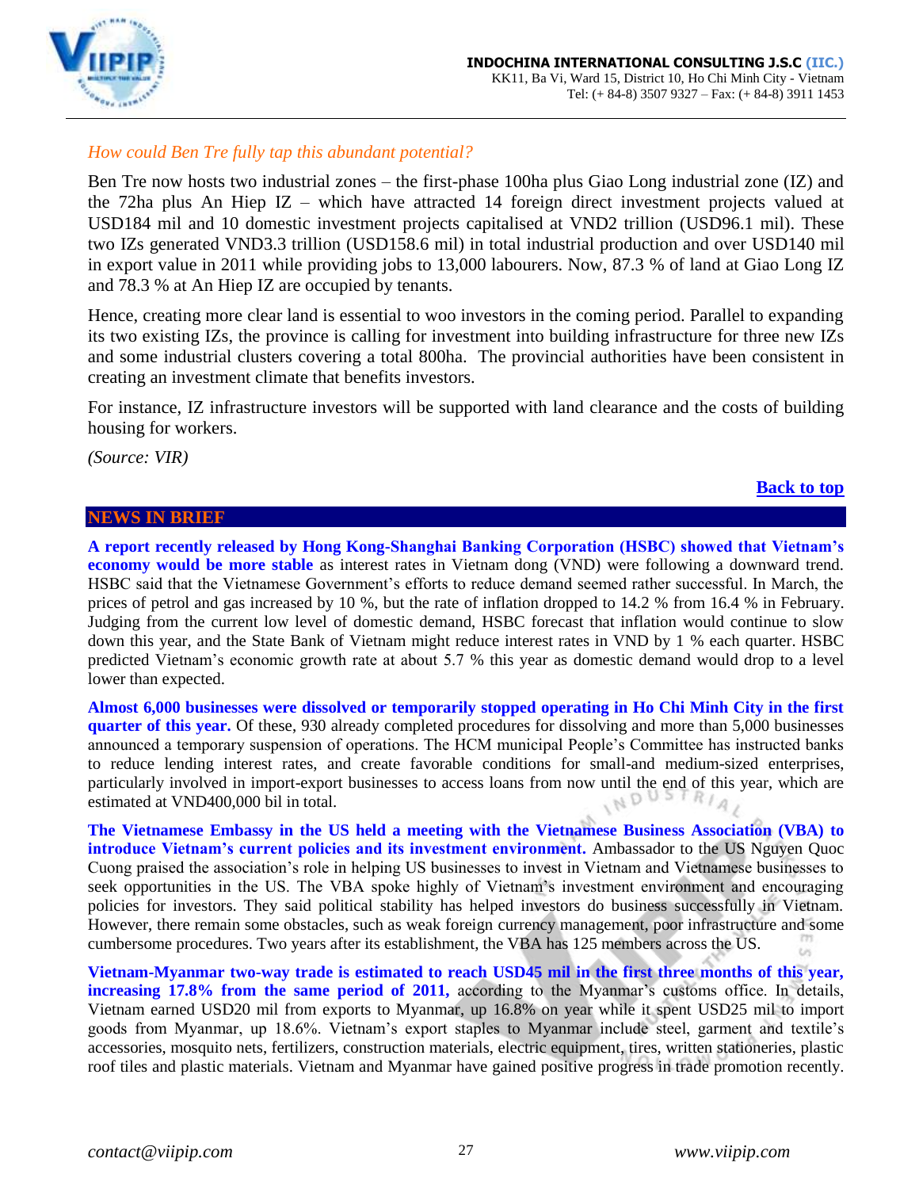*How could Ben Tre fully tap this abundant potential?*

Ben Tre now hosts two industrial zones – the first-phase 100ha plus Giao Long industrial zone (IZ) and the 72ha plus An Hiep IZ – which have attracted 14 foreign direct investment projects valued at USD184 mil and 10 domestic investment projects capitalised at VND2 trillion (USD96.1 mil). These two IZs generated VND3.3 trillion (USD158.6 mil) in total industrial production and over USD140 mil in export value in 2011 while providing jobs to 13,000 labourers. Now, 87.3 % of land at Giao Long IZ and 78.3 % at An Hiep IZ are occupied by tenants.

Hence, creating more clear land is essential to woo investors in the coming period. Parallel to expanding its two existing IZs, the province is calling for investment into building infrastructure for three new IZs and some industrial clusters covering a total 800ha. The provincial authorities have been consistent in creating an investment climate that benefits investors.

For instance, IZ infrastructure investors will be supported with land clearance and the costs of building housing for workers.

*(Source: VIR)*

**Back to top**

## NEWS IN BRIEF

**A report recently released by Hong Kong-Shanghai Banking Corporation (HSBC) showed that Vietnam's economy would be more stable** as interest rates in Vietnam dong (VND) were following a downward trend. HSBC said that the Vietnamese Government's efforts to reduce demand seemed rather successful. In March, the prices of petrol and gas increased by 10 %, but the rate of inflation dropped to 14.2 % from 16.4 % in February. Judging from the current low level of domestic demand, HSBC forecast that inflation would continue to slow down this year, and the State Bank of Vietnam might reduce interest rates in VND by 1 % each quarter. HSBC predicted Vietnam's economic growth rate at about 5.7 % this year as domestic demand would drop to a level lower than expected.

**Almost 6,000 businesses were dissolved or temporarily stopped operating in Ho Chi Minh City in the first quarter of this year.** Of these, 930 already completed procedures for dissolving and more than 5,000 businesses announced a temporary suspension of operations. The HCM municipal People's Committee has instructed banks to reduce lending interest rates, and create favorable conditions for small-and medium-sized enterprises, particularly involved in import-export businesses to access loans from now until the end of this year, which are estimated at VND400,000 bil in total.

**The Vietnamese Embassy in the US held a meeting with the Vietnamese Business Association (VBA) to introduce Vietnam's current policies and its investment environment.** Ambassador to the US Nguyen Quoc Cuong praised the association's role in helping US businesses to invest in Vietnam and Vietnamese businesses to seek opportunities in the US. The VBA spoke highly of Vietnam's investment environment and encouraging policies for investors. They said political stability has helped investors do business successfully in Vietnam. However, there remain some obstacles, such as weak foreign currency management, poor infrastructure and some cumbersome procedures. Two years after its establishment, the VBA has 125 members across the US.

**Vietnam-Myanmar two-way trade is estimated to reach USD45 mil in the first three months of this year, increasing 17.8% from the same period of 2011,** according to the Myanmar's customs office. In details, Vietnam earned USD20 mil from exports to Myanmar, up 16.8% on year while it spent USD25 mil to import goods from Myanmar, up 18.6%. Vietnam's export staples to Myanmar include steel, garment and textile's accessories, mosquito nets, fertilizers, construction materials, electric equipment, tires, written stationeries, plastic roof tiles and plastic materials. Vietnam and Myanmar have gained positive progress in trade promotion recently.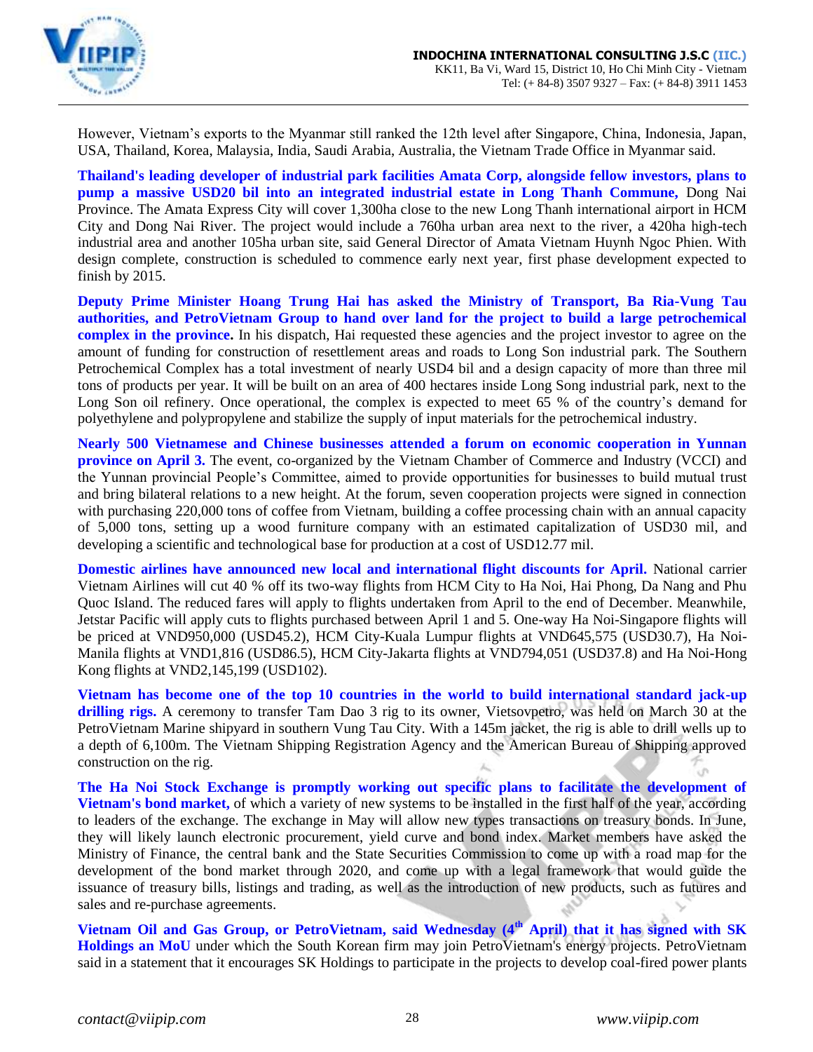However, Vietnam's exports to the Myanmar still ranked the 12th level after Singapore, China, Indonesia, Japan, USA, Thailand, Korea, Malaysia, India, Saudi Arabia, Australia, the Vietnam Trade Office in Myanmar said.

**Thailand's leading developer of industrial park facilities Amata Corp, alongside fellow investors, plans to pump a massive USD20 bil into an integrated industrial estate in Long Thanh Commune,** Dong Nai Province. The Amata Express City will cover 1,300ha close to the new Long Thanh international airport in HCM City and Dong Nai River. The project would include a 760ha urban area next to the river, a 420ha high-tech industrial area and another 105ha urban site, said General Director of Amata Vietnam Huynh Ngoc Phien. With design complete, construction is scheduled to commence early next year, first phase development expected to finish by 2015.

**Deputy Prime Minister Hoang Trung Hai has asked the Ministry of Transport, Ba Ria-Vung Tau authorities, and PetroVietnam Group to hand over land for the project to build a large petrochemical complex in the province.** In his dispatch, Hai requested these agencies and the project investor to agree on the amount of funding for construction of resettlement areas and roads to Long Son industrial park. The Southern Petrochemical Complex has a total investment of nearly USD4 bil and a design capacity of more than three mil tons of products per year. It will be built on an area of 400 hectares inside Long Song industrial park, next to the Long Son oil refinery. Once operational, the complex is expected to meet 65 % of the country's demand for polyethylene and polypropylene and stabilize the supply of input materials for the petrochemical industry.

**Nearly 500 Vietnamese and Chinese businesses attended a forum on economic cooperation in Yunnan province on April 3.** The event, co-organized by the Vietnam Chamber of Commerce and Industry (VCCI) and the Yunnan provincial People's Committee, aimed to provide opportunities for businesses to build mutual trust and bring bilateral relations to a new height. At the forum, seven cooperation projects were signed in connection with purchasing 220,000 tons of coffee from Vietnam, building a coffee processing chain with an annual capacity of 5,000 tons, setting up a wood furniture company with an estimated capitalization of USD30 mil, and developing a scientific and technological base for production at a cost of USD12.77 mil.

**Domestic airlines have announced new local and international flight discounts for April.** National carrier Vietnam Airlines will cut 40 % off its two-way flights from HCM City to Ha Noi, Hai Phong, Da Nang and Phu Quoc Island. The reduced fares will apply to flights undertaken from April to the end of December. Meanwhile, Jetstar Pacific will apply cuts to flights purchased between April 1 and 5. One-way Ha Noi-Singapore flights will be priced at VND950,000 (USD45.2), HCM City-Kuala Lumpur flights at VND645,575 (USD30.7), Ha Noi-Manila flights at VND1,816 (USD86.5), HCM City-Jakarta flights at VND794,051 (USD37.8) and Ha Noi-Hong Kong flights at VND2,145,199 (USD102).

**Vietnam has become one of the top 10 countries in the world to build international standard jack-up drilling rigs.** A ceremony to transfer Tam Dao 3 rig to its owner, Vietsovpetro, was held on March 30 at the PetroVietnam Marine shipyard in southern Vung Tau City. With a 145m jacket, the rig is able to drill wells up to a depth of 6,100m. The Vietnam Shipping Registration Agency and the American Bureau of Shipping approved construction on the rig.

**The Ha Noi Stock Exchange is promptly working out specific plans to facilitate the development of Vietnam's bond market,** of which a variety of new systems to be installed in the first half of the year, according to leaders of the exchange. The exchange in May will allow new types transactions on treasury bonds. In June, they will likely launch electronic procurement, yield curve and bond index. Market members have asked the Ministry of Finance, the central bank and the State Securities Commission to come up with a road map for the development of the bond market through 2020, and come up with a legal framework that would guide the issuance of treasury bills, listings and trading, as well as the introduction of new products, such as futures and sales and re-purchase agreements.

**Vietnam Oil and Gas Group, or PetroVietnam, said Wednesday (4th April) that it has signed with SK Holdings an MoU** under which the South Korean firm may join PetroVietnam's energy projects. PetroVietnam said in a statement that it encourages SK Holdings to participate in the projects to develop coal-fired power plants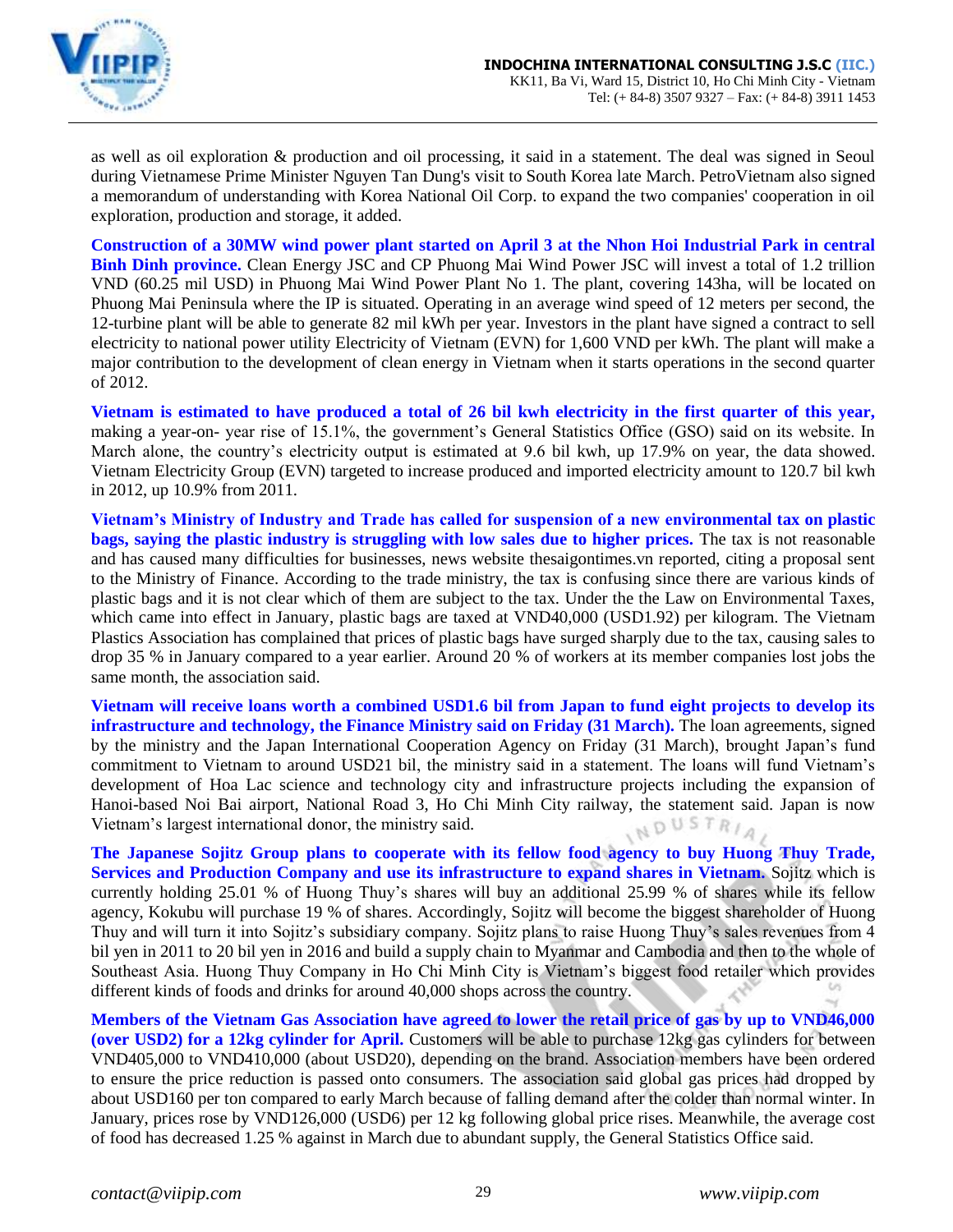as well as oil exploration & production and oil processing, it said in a statement. The deal was signed in Seoul during Vietnamese Prime Minister Nguyen Tan Dung's visit to South Korea late March. PetroVietnam also signed a memorandum of understanding with Korea National Oil Corp. to expand the two companies' cooperation in oil exploration, production and storage, it added.

**Construction of a 30MW wind power plant started on April 3 at the Nhon Hoi Industrial Park in central Binh Dinh province.** Clean Energy JSC and CP Phuong Mai Wind Power JSC will invest a total of 1.2 trillion VND (60.25 mil USD) in Phuong Mai Wind Power Plant No 1. The plant, covering 143ha, will be located on Phuong Mai Peninsula where the IP is situated. Operating in an average wind speed of 12 meters per second, the 12-turbine plant will be able to generate 82 mil kWh per year. Investors in the plant have signed a contract to sell electricity to national power utility Electricity of Vietnam (EVN) for 1,600 VND per kWh. The plant will make a major contribution to the development of clean energy in Vietnam when it starts operations in the second quarter of 2012.

**Vietnam is estimated to have produced a total of 26 bil kwh electricity in the first quarter of this year,** making a year-on- year rise of 15.1%, the government's General Statistics Office (GSO) said on its website. In March alone, the country's electricity output is estimated at 9.6 bil kwh, up 17.9% on year, the data showed. Vietnam Electricity Group (EVN) targeted to increase produced and imported electricity amount to 120.7 bil kwh in 2012, up 10.9% from 2011.

**Vietnam's Ministry of Industry and Trade has called for suspension of a new environmental tax on plastic bags, saying the plastic industry is struggling with low sales due to higher prices.** The tax is not reasonable and has caused many difficulties for businesses, news website thesaigontimes.vn reported, citing a proposal sent to the Ministry of Finance. According to the trade ministry, the tax is confusing since there are various kinds of plastic bags and it is not clear which of them are subject to the tax. Under the the Law on Environmental Taxes, which came into effect in January, plastic bags are taxed at VND40,000 (USD1.92) per kilogram. The Vietnam Plastics Association has complained that prices of plastic bags have surged sharply due to the tax, causing sales to drop 35 % in January compared to a year earlier. Around 20 % of workers at its member companies lost jobs the same month, the association said.

**Vietnam will receive loans worth a combined USD1.6 bil from Japan to fund eight projects to develop its infrastructure and technology, the Finance Ministry said on Friday (31 March).** The loan agreements, signed by the ministry and the Japan International Cooperation Agency on Friday (31 March), brought Japan's fund commitment to Vietnam to around USD21 bil, the ministry said in a statement. The loans will fund Vietnam's development of Hoa Lac science and technology city and infrastructure projects including the expansion of Hanoi-based Noi Bai airport, National Road 3, Ho Chi Minh City railway, the statement said. Japan is now Vietnam's largest international donor, the ministry said.

**The Japanese Sojitz Group plans to cooperate with its fellow food agency to buy Huong Thuy Trade, Services and Production Company and use its infrastructure to expand shares in Vietnam.** Sojitz which is currently holding 25.01 % of Huong Thuy's shares will buy an additional 25.99 % of shares while its fellow agency, Kokubu will purchase 19 % of shares. Accordingly, Sojitz will become the biggest shareholder of Huong Thuy and will turn it into Sojitz's subsidiary company. Sojitz plans to raise Huong Thuy's sales revenues from 4 bil yen in 2011 to 20 bil yen in 2016 and build a supply chain to Myanmar and Cambodia and then to the whole of Southeast Asia. Huong Thuy Company in Ho Chi Minh City is Vietnam's biggest food retailer which provides different kinds of foods and drinks for around 40,000 shops across the country.

**Members of the Vietnam Gas Association have agreed to lower the retail price of gas by up to VND46,000 (over USD2) for a 12kg cylinder for April.** Customers will be able to purchase 12kg gas cylinders for between VND405,000 to VND410,000 (about USD20), depending on the brand. Association members have been ordered to ensure the price reduction is passed onto consumers. The association said global gas prices had dropped by about USD160 per ton compared to early March because of falling demand after the colder than normal winter. In January, prices rose by VND126,000 (USD6) per 12 kg following global price rises. Meanwhile, the average cost of food has decreased 1.25 % against in March due to abundant supply, the General Statistics Office said.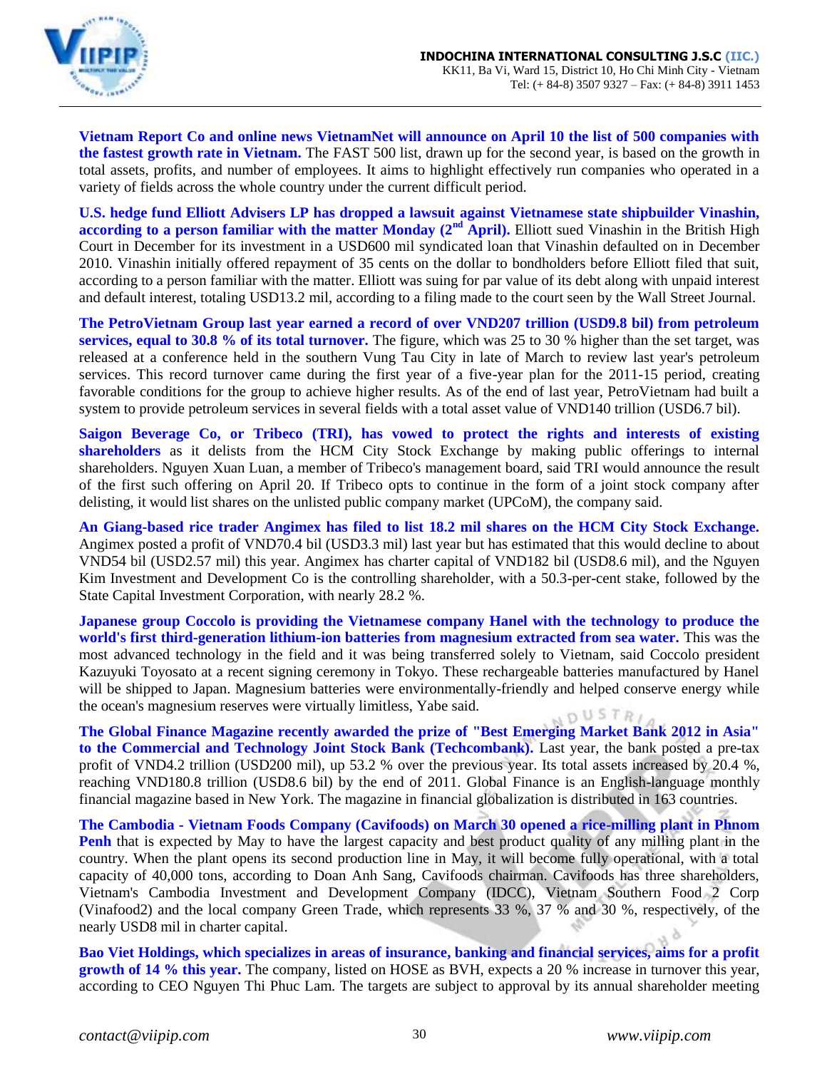**Vietnam Report Co and online news VietnamNet will announce on April 10 the list of 500 companies with the fastest growth rate in Vietnam.** The FAST 500 list, drawn up for the second year, is based on the growth in total assets, profits, and number of employees. It aims to highlight effectively run companies who operated in a variety of fields across the whole country under the current difficult period.

**U.S. hedge fund Elliott Advisers LP has dropped a lawsuit against Vietnamese state shipbuilder Vinashin, according to a person familiar with the matter Monday (2nd April).** Elliott sued Vinashin in the British High Court in December for its investment in a USD600 mil syndicated loan that Vinashin defaulted on in December 2010. Vinashin initially offered repayment of 35 cents on the dollar to bondholders before Elliott filed that suit, according to a person familiar with the matter. Elliott was suing for par value of its debt along with unpaid interest and default interest, totaling USD13.2 mil, according to a filing made to the court seen by the Wall Street Journal.

**The PetroVietnam Group last year earned a record of over VND207 trillion (USD9.8 bil) from petroleum services, equal to 30.8 % of its total turnover.** The figure, which was 25 to 30 % higher than the set target, was released at a conference held in the southern Vung Tau City in late of March to review last year's petroleum services. This record turnover came during the first year of a five-year plan for the 2011-15 period, creating favorable conditions for the group to achieve higher results. As of the end of last year, PetroVietnam had built a system to provide petroleum services in several fields with a total asset value of VND140 trillion (USD6.7 bil).

**Saigon Beverage Co, or Tribeco (TRI), has vowed to protect the rights and interests of existing shareholders** as it delists from the HCM City Stock Exchange by making public offerings to internal shareholders. Nguyen Xuan Luan, a member of Tribeco's management board, said TRI would announce the result of the first such offering on April 20. If Tribeco opts to continue in the form of a joint stock company after delisting, it would list shares on the unlisted public company market (UPCoM), the company said.

**An Giang-based rice trader Angimex has filed to list 18.2 mil shares on the HCM City Stock Exchange.** Angimex posted a profit of VND70.4 bil (USD3.3 mil) last year but has estimated that this would decline to about VND54 bil (USD2.57 mil) this year. Angimex has charter capital of VND182 bil (USD8.6 mil), and the Nguyen Kim Investment and Development Co is the controlling shareholder, with a 50.3-per-cent stake, followed by the State Capital Investment Corporation, with nearly 28.2 %.

**Japanese group Coccolo is providing the Vietnamese company Hanel with the technology to produce the world's first third-generation lithium-ion batteries from magnesium extracted from sea water.** This was the most advanced technology in the field and it was being transferred solely to Vietnam, said Coccolo president Kazuyuki Toyosato at a recent signing ceremony in Tokyo. These rechargeable batteries manufactured by Hanel will be shipped to Japan. Magnesium batteries were environmentally-friendly and helped conserve energy while the ocean's magnesium reserves were virtually limitless, Yabe said.

**The Global Finance Magazine recently awarded the prize of "Best Emerging Market Bank 2012 in Asia" to the Commercial and Technology Joint Stock Bank (Techcombank).** Last year, the bank posted a pre-tax profit of VND4.2 trillion (USD200 mil), up 53.2 % over the previous year. Its total assets increased by 20.4 %, reaching VND180.8 trillion (USD8.6 bil) by the end of 2011. Global Finance is an English-language monthly financial magazine based in New York. The magazine in financial globalization is distributed in 163 countries.

**The Cambodia - Vietnam Foods Company (Cavifoods) on March 30 opened a rice-milling plant in Phnom Penh** that is expected by May to have the largest capacity and best product quality of any milling plant in the country. When the plant opens its second production line in May, it will become fully operational, with a total capacity of 40,000 tons, according to Doan Anh Sang, Cavifoods chairman. Cavifoods has three shareholders, Vietnam's Cambodia Investment and Development Company (IDCC), Vietnam Southern Food 2 Corp (Vinafood2) and the local company Green Trade, which represents 33 %, 37 % and 30 %, respectively, of the nearly USD8 mil in charter capital.

**Bao Viet Holdings, which specializes in areas of insurance, banking and financial services, aims for a profit growth of 14 % this year.** The company, listed on HOSE as BVH, expects a 20 % increase in turnover this year, according to CEO Nguyen Thi Phuc Lam. The targets are subject to approval by its annual shareholder meeting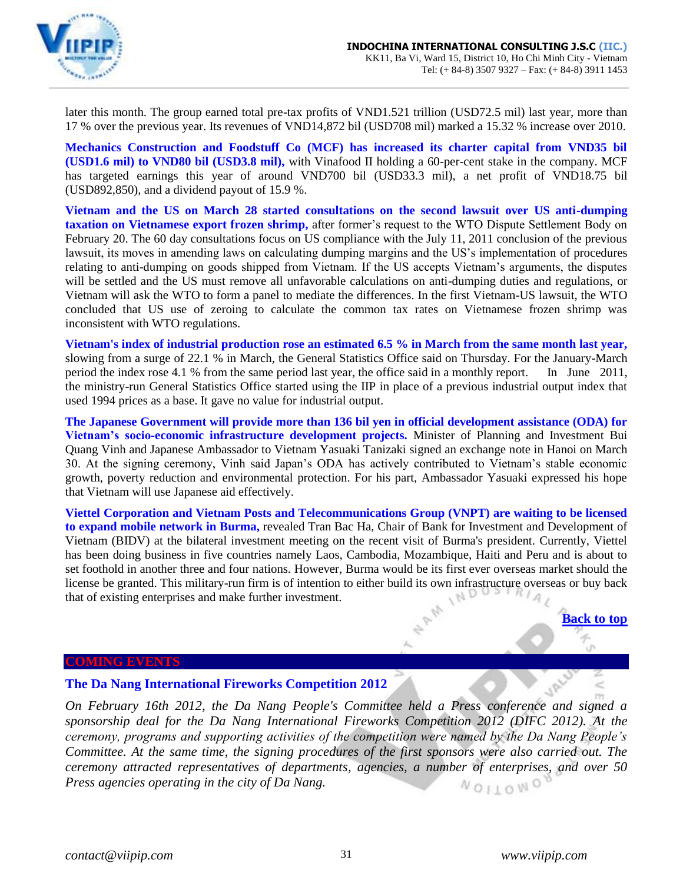later this month. The group earned total pre-tax profits of VND1.521 trillion (USD72.5 mil) last year, more than 17 % over the previous year. Its revenues of VND14,872 bil (USD708 mil) marked a 15.32 % increase over 2010.

**Mechanics Construction and Foodstuff Co (MCF) has increased its charter capital from VND35 bil (USD1.6 mil) to VND80 bil (USD3.8 mil),** with Vinafood II holding a 60-per-cent stake in the company. MCF has targeted earnings this year of around VND700 bil (USD33.3 mil), a net profit of VND18.75 bil (USD892,850), and a dividend payout of 15.9 %.

**Vietnam and the US on March 28 started consultations on the second lawsuit over US anti-dumping taxation on Vietnamese export frozen shrimp,** after former's request to the WTO Dispute Settlement Body on February 20. The 60 day consultations focus on US compliance with the July 11, 2011 conclusion of the previous lawsuit, its moves in amending laws on calculating dumping margins and the US's implementation of procedures relating to anti-dumping on goods shipped from Vietnam. If the US accepts Vietnam's arguments, the disputes will be settled and the US must remove all unfavorable calculations on anti-dumping duties and regulations, or Vietnam will ask the WTO to form a panel to mediate the differences. In the first Vietnam-US lawsuit, the WTO concluded that US use of zeroing to calculate the common tax rates on Vietnamese frozen shrimp was inconsistent with WTO regulations.

**Vietnam's index of industrial production rose an estimated 6.5 % in March from the same month last year,** slowing from a surge of 22.1 % in March, the General Statistics Office said on Thursday. For the January-March period the index rose 4.1 % from the same period last year, the office said in a monthly report. In June 2011, the ministry-run General Statistics Office started using the IIP in place of a previous industrial output index that used 1994 prices as a base. It gave no value for industrial output.

**The Japanese Government will provide more than 136 bil yen in official development assistance (ODA) for Vietnam's socio-economic infrastructure development projects.** Minister of Planning and Investment Bui Quang Vinh and Japanese Ambassador to Vietnam Yasuaki Tanizaki signed an exchange note in Hanoi on March 30. At the signing ceremony, Vinh said Japan's ODA has actively contributed to Vietnam's stable economic growth, poverty reduction and environmental protection. For his part, Ambassador Yasuaki expressed his hope that Vietnam will use Japanese aid effectively.

**Viettel Corporation and Vietnam Posts and Telecommunications Group (VNPT) are waiting to be licensed to expand mobile network in Burma,** revealed Tran Bac Ha, Chair of Bank for Investment and Development of Vietnam (BIDV) at the bilateral investment meeting on the recent visit of Burma's president. Currently, Viettel has been doing business in five countries namely Laos, Cambodia, Mozambique, Haiti and Peru and is about to set foothold in another three and four nations. However, Burma would be its first ever overseas market should the license be granted. This military-run firm is of intention to either build its own infrastructure overseas or buy back that of existing enterprises and make further investment.

Back to top

## COMING EVENTS

### The Da Nang International Fireworks Competition 2012

*On February 16th 2012, the Da Nang People's Committee held a Press conference and signed a sponsorship deal for the Da Nang International Fireworks Competition 2012 (DIFC 2012). At the ceremony, programs and supporting activities of the competition were named by the Da Nang People's Committee. At the same time, the signing procedures of the first sponsors were also carried out. The ceremony attracted representatives of departments, agencies, a number of enterprises, and over 50 Press agencies operating in the city of Da Nang.*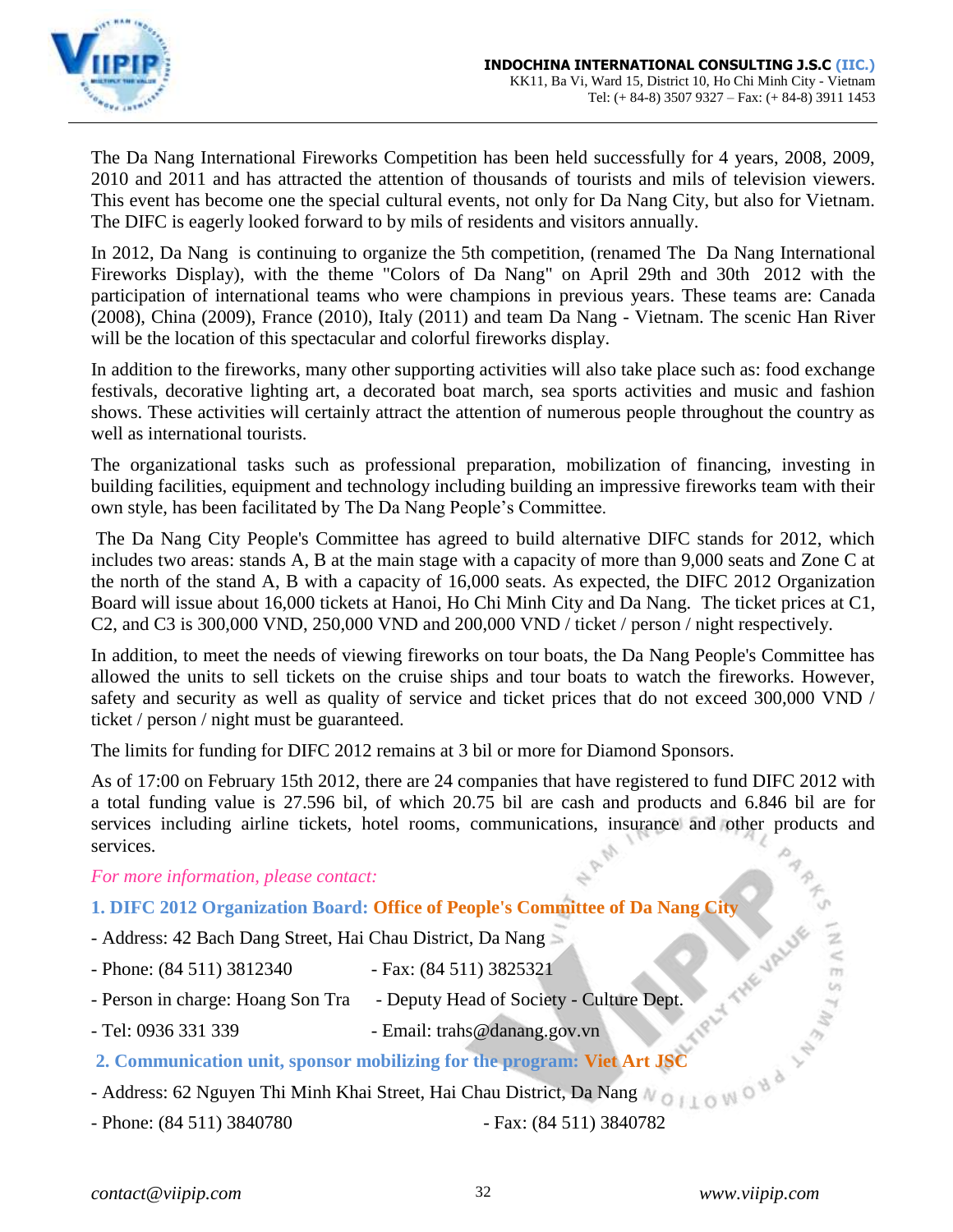The Da Nang International Fireworks Competition has been held successfully for 4 years, 2008, 2009, 2010 and 2011 and has attracted the attention of thousands of tourists and mils of television viewers. This event has become one the special cultural events, not only for Da Nang City, but also for Vietnam. The DIFC is eagerly looked forward to by mils of residents and visitors annually.

In 2012, Da Nang is continuing to organize the 5th competition, (renamed The Da Nang International Fireworks Display), with the theme "Colors of Da Nang" on April 29th and 30th 2012 with the participation of international teams who were champions in previous years. These teams are: Canada (2008), China (2009), France (2010), Italy (2011) and team Da Nang - Vietnam. The scenic Han River will be the location of this spectacular and colorful fireworks display.

In addition to the fireworks, many other supporting activities will also take place such as: food exchange festivals, decorative lighting art, a decorated boat march, sea sports activities and music and fashion shows. These activities will certainly attract the attention of numerous people throughout the country as well as international tourists.

The organizational tasks such as professional preparation, mobilization of financing, investing in building facilities, equipment and technology including building an impressive fireworks team with their own style, has been facilitated by The Da Nang People's Committee.

The Da Nang City People's Committee has agreed to build alternative DIFC stands for 2012, which includes two areas: stands A, B at the main stage with a capacity of more than 9,000 seats and Zone C at the north of the stand A, B with a capacity of 16,000 seats. As expected, the DIFC 2012 Organization Board will issue about 16,000 tickets at Hanoi, Ho Chi Minh City and Da Nang. The ticket prices at C1, C2, and C3 is 300,000 VND, 250,000 VND and 200,000 VND / ticket / person / night respectively.

In addition, to meet the needs of viewing fireworks on tour boats, the Da Nang People's Committee has allowed the units to sell tickets on the cruise ships and tour boats to watch the fireworks. However, safety and security as well as quality of service and ticket prices that do not exceed 300,000 VND / ticket / person / night must be guaranteed.

The limits for funding for DIFC 2012 remains at 3 bil or more for Diamond Sponsors.

As of 17:00 on February 15th 2012, there are 24 companies that have registered to fund DIFC 2012 with a total funding value is 27.596 bil, of which 20.75 bil are cash and products and 6.846 bil are for services including airline tickets, hotel rooms, communications, insurance and other products and services.

*For more information, please contact:*

**1. DIFC 2012 Organization Board: Office of People's Committee of Da Nang City**

- Address: 42 Bach Dang Street, Hai Chau District, Da Nang
- Phone: (84 511) 3812340 - Fax: (84 511) 3825321
- Person in charge: Hoang Son Tra - Deputy Head of Society - Culture Dept.
- Tel: 0936 331 339 - Email: trahs@danang.gov.vn

**2. Communication unit, sponsor mobilizing for the program: Viet Art JSC**

- Address: 62 Nguyen Thi Minh Khai Street, Hai Chau District, Da Nang
- Phone: (84 511) 3840780 - Fax: (84 511) 3840782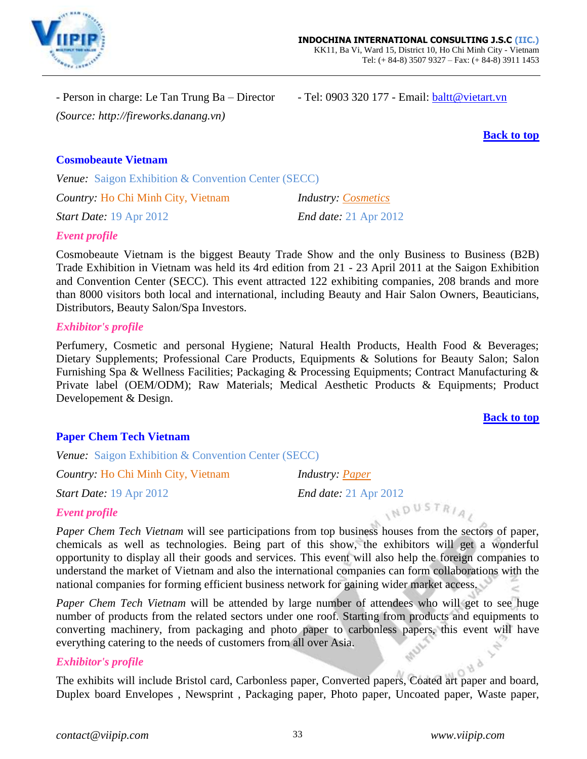- Person in charge: Le Tan Trung Ba – Director  - Tel: 0903 320 177 - Email: baltt@vietart.vn

*(Source: http://fireworks.danang.vn)*

**Back to top**

### Cosmobeaute Vietnam

*Venue:* Saigon Exhibition & Convention Center (SECC)

*Country:* Ho Chi Minh City, Vietnam  *Industry:* Cosmetics

*Start Date:* 19 Apr 2012  *End date:* 21 Apr 2012

***Event profile***

Cosmobeaute Vietnam is the biggest Beauty Trade Show and the only Business to Business (B2B) Trade Exhibition in Vietnam was held its 4rd edition from 21 - 23 April 2011 at the Saigon Exhibition and Convention Center (SECC). This event attracted 122 exhibiting companies, 208 brands and more than 8000 visitors both local and international, including Beauty and Hair Salon Owners, Beauticians, Distributors, Beauty Salon/Spa Investors.

***Exhibitor's profile***

Perfumery, Cosmetic and personal Hygiene; Natural Health Products, Health Food & Beverages; Dietary Supplements; Professional Care Products, Equipments & Solutions for Beauty Salon; Salon Furnishing Spa & Wellness Facilities; Packaging & Processing Equipments; Contract Manufacturing & Private label (OEM/ODM); Raw Materials; Medical Aesthetic Products & Equipments; Product Developement & Design.

**Back to top**

### Paper Chem Tech Vietnam

*Venue:* Saigon Exhibition & Convention Center (SECC)

*Country:* Ho Chi Minh City, Vietnam  *Industry:* Paper

*Start Date:* 19 Apr 2012  *End date:* 21 Apr 2012

***Event profile***

*Paper Chem Tech Vietnam* will see participations from top business houses from the sectors of paper, chemicals as well as technologies. Being part of this show, the exhibitors will get a wonderful opportunity to display all their goods and services. This event will also help the foreign companies to understand the market of Vietnam and also the international companies can form collaborations with the national companies for forming efficient business network for gaining wider market access.

*Paper Chem Tech Vietnam* will be attended by large number of attendees who will get to see huge number of products from the related sectors under one roof. Starting from products and equipments to converting machinery, from packaging and photo paper to carbonless papers, this event will have everything catering to the needs of customers from all over Asia.

***Exhibitor's profile***

The exhibits will include Bristol card, Carbonless paper, Converted papers, Coated art paper and board, Duplex board Envelopes , Newsprint , Packaging paper, Photo paper, Uncoated paper, Waste paper,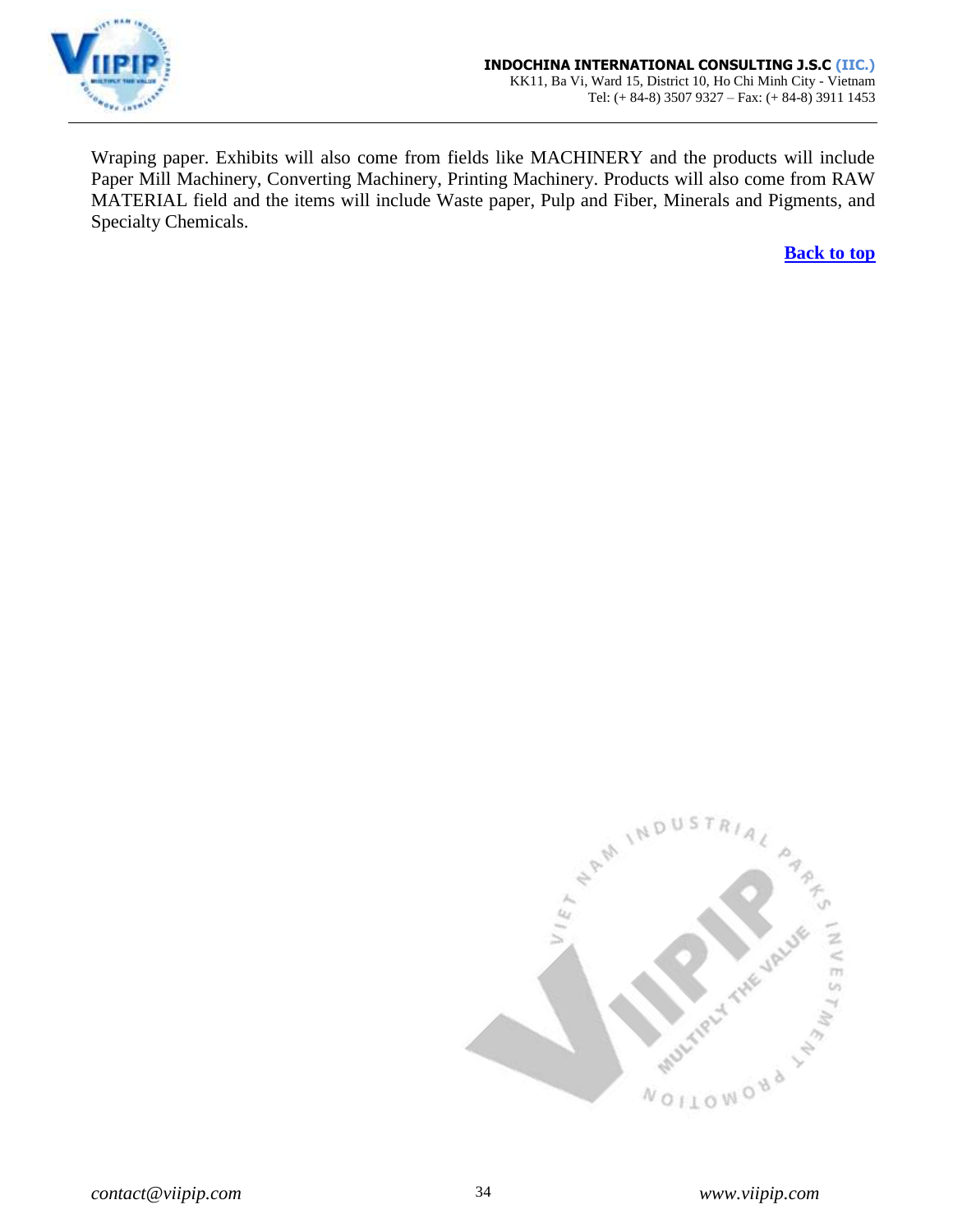Wraping paper. Exhibits will also come from fields like MACHINERY and the products will include Paper Mill Machinery, Converting Machinery, Printing Machinery. Products will also come from RAW MATERIAL field and the items will include Waste paper, Pulp and Fiber, Minerals and Pigments, and Specialty Chemicals.

**Back to top**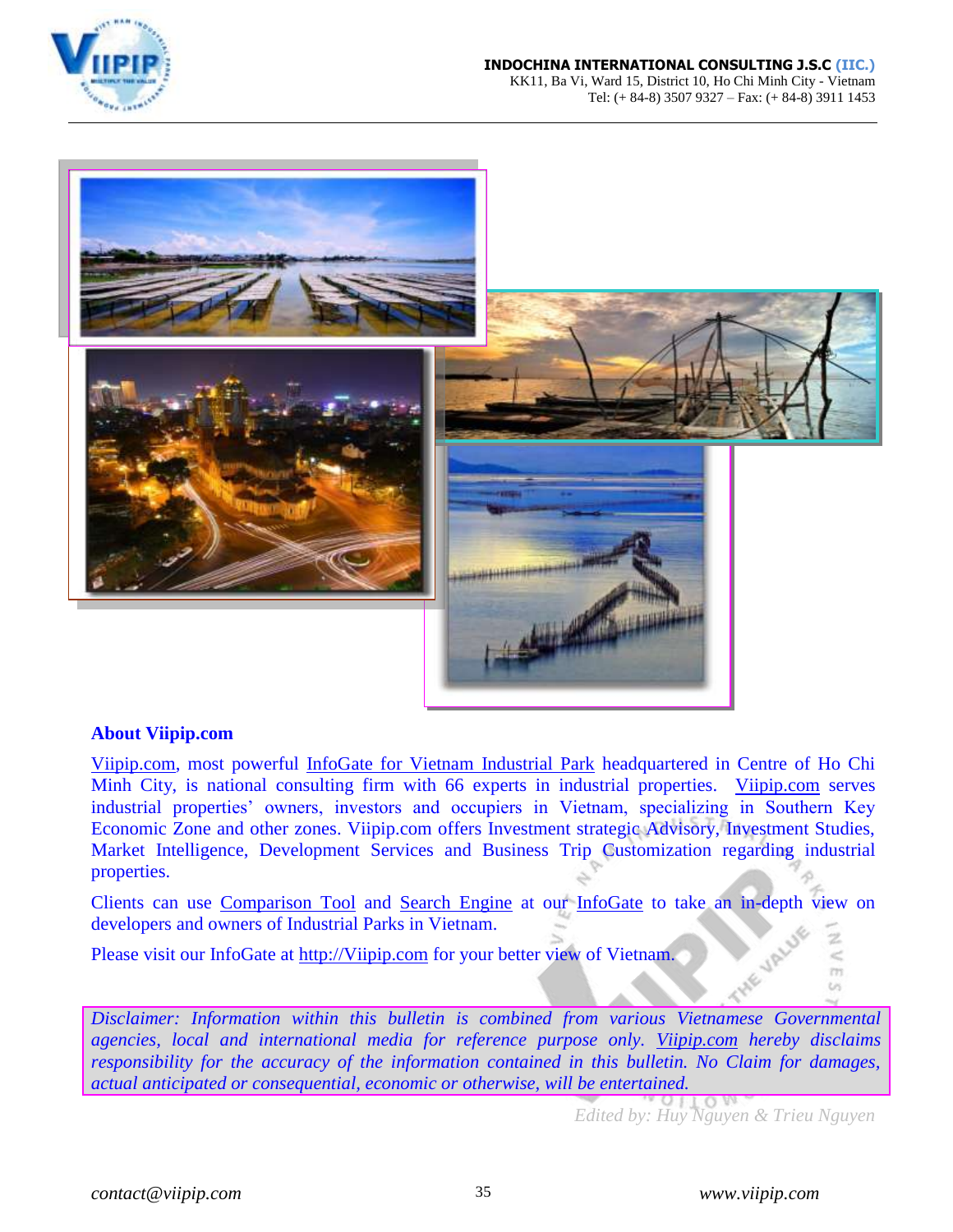## About Viipip.com

Viipip.com, most powerful InfoGate for Vietnam Industrial Park headquartered in Centre of Ho Chi Minh City, is national consulting firm with 66 experts in industrial properties. Viipip.com serves industrial properties' owners, investors and occupiers in Vietnam, specializing in Southern Key Economic Zone and other zones. Viipip.com offers Investment strategic Advisory, Investment Studies, Market Intelligence, Development Services and Business Trip Customization regarding industrial properties.

Clients can use Comparison Tool and Search Engine at our InfoGate to take an in-depth view on developers and owners of Industrial Parks in Vietnam.

Please visit our InfoGate at http://Viipip.com for your better view of Vietnam.

*Disclaimer: Information within this bulletin is combined from various Vietnamese Governmental agencies, local and international media for reference purpose only. Viipip.com hereby disclaims responsibility for the accuracy of the information contained in this bulletin. No Claim for damages, actual anticipated or consequential, economic or otherwise, will be entertained.*

*Edited by: Huy Nguyen & Trieu Nguyen*